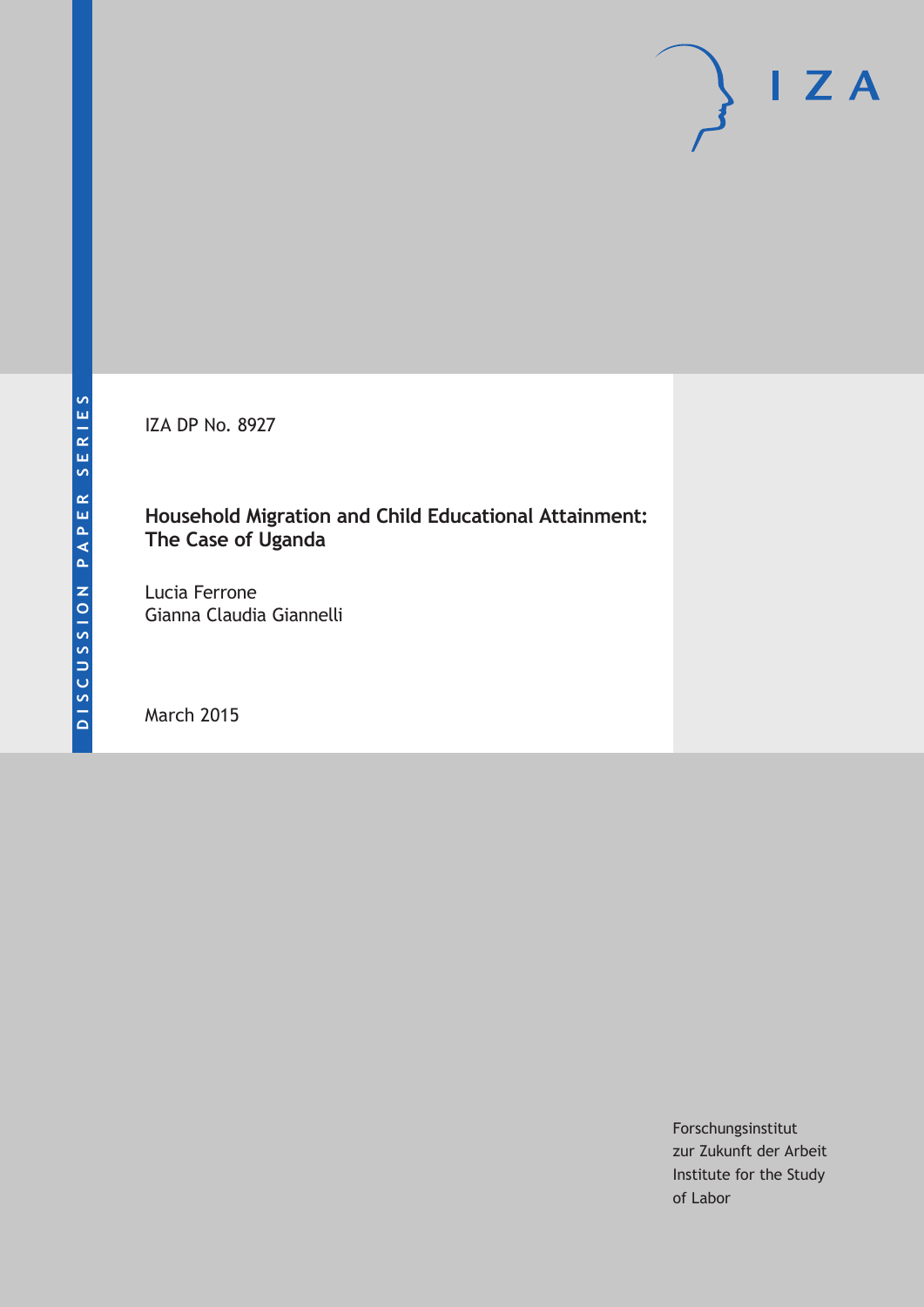DISCUSSION PAPER SERIES

IZA DP No. 8927

# Household Migration and Child Educational Attainment: The Case of Uganda

Lucia Ferrone
Gianna Claudia Giannelli

March 2015

Forschungsinstitut
zur Zukunft der Arbeit
Institute for the Study
of Labor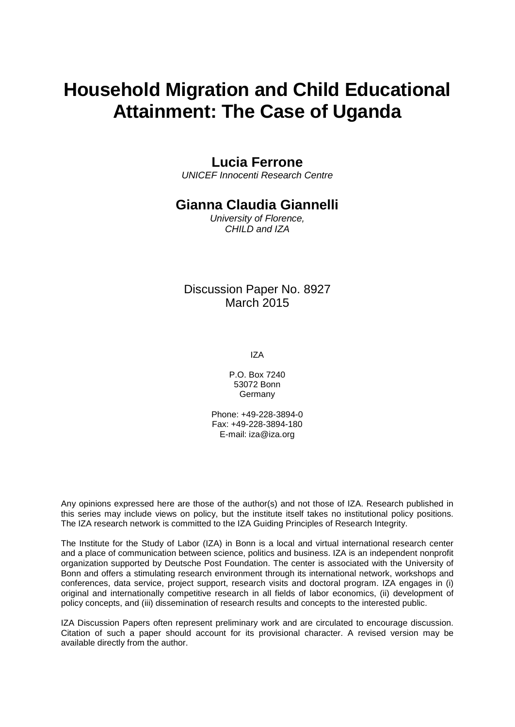# Household Migration and Child Educational Attainment: The Case of Uganda

## Lucia Ferrone

*UNICEF Innocenti Research Centre*

## Gianna Claudia Giannelli

*University of Florence,*
*CHILD and IZA*

Discussion Paper No. 8927
March 2015

IZA

P.O. Box 7240
53072 Bonn
Germany

Phone: +49-228-3894-0
Fax: +49-228-3894-180
E-mail: iza@iza.org

Any opinions expressed here are those of the author(s) and not those of IZA. Research published in this series may include views on policy, but the institute itself takes no institutional policy positions. The IZA research network is committed to the IZA Guiding Principles of Research Integrity.

The Institute for the Study of Labor (IZA) in Bonn is a local and virtual international research center and a place of communication between science, politics and business. IZA is an independent nonprofit organization supported by Deutsche Post Foundation. The center is associated with the University of Bonn and offers a stimulating research environment through its international network, workshops and conferences, data service, project support, research visits and doctoral program. IZA engages in (i) original and internationally competitive research in all fields of labor economics, (ii) development of policy concepts, and (iii) dissemination of research results and concepts to the interested public.

IZA Discussion Papers often represent preliminary work and are circulated to encourage discussion. Citation of such a paper should account for its provisional character. A revised version may be available directly from the author.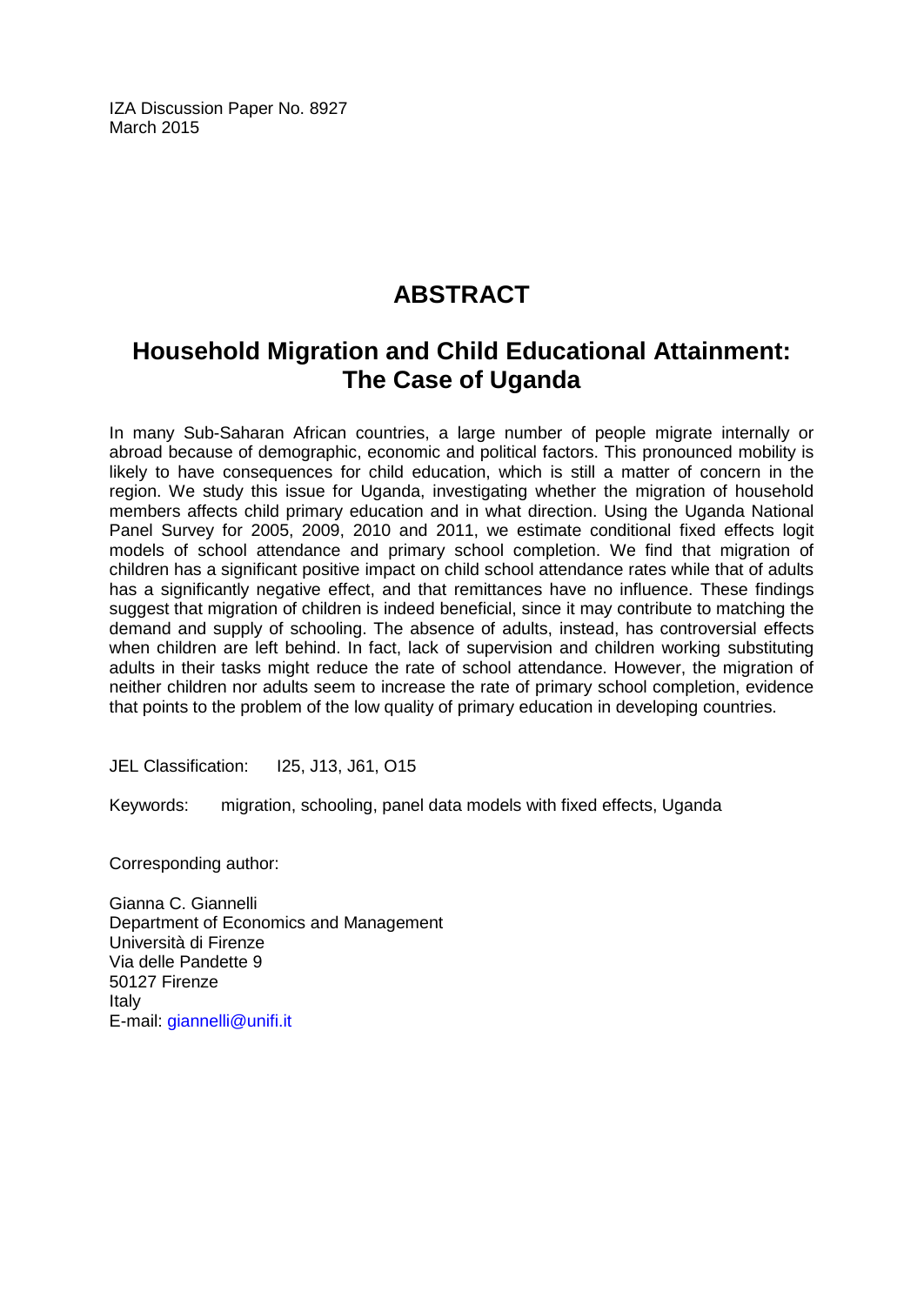IZA Discussion Paper No. 8927
March 2015

# ABSTRACT

## Household Migration and Child Educational Attainment: The Case of Uganda

In many Sub-Saharan African countries, a large number of people migrate internally or abroad because of demographic, economic and political factors. This pronounced mobility is likely to have consequences for child education, which is still a matter of concern in the region. We study this issue for Uganda, investigating whether the migration of household members affects child primary education and in what direction. Using the Uganda National Panel Survey for 2005, 2009, 2010 and 2011, we estimate conditional fixed effects logit models of school attendance and primary school completion. We find that migration of children has a significant positive impact on child school attendance rates while that of adults has a significantly negative effect, and that remittances have no influence. These findings suggest that migration of children is indeed beneficial, since it may contribute to matching the demand and supply of schooling. The absence of adults, instead, has controversial effects when children are left behind. In fact, lack of supervision and children working substituting adults in their tasks might reduce the rate of school attendance. However, the migration of neither children nor adults seem to increase the rate of primary school completion, evidence that points to the problem of the low quality of primary education in developing countries.

JEL Classification: I25, J13, J61, O15

Keywords: migration, schooling, panel data models with fixed effects, Uganda

Corresponding author:

Gianna C. Giannelli
Department of Economics and Management
Università di Firenze
Via delle Pandette 9
50127 Firenze
Italy
E-mail: giannelli@unifi.it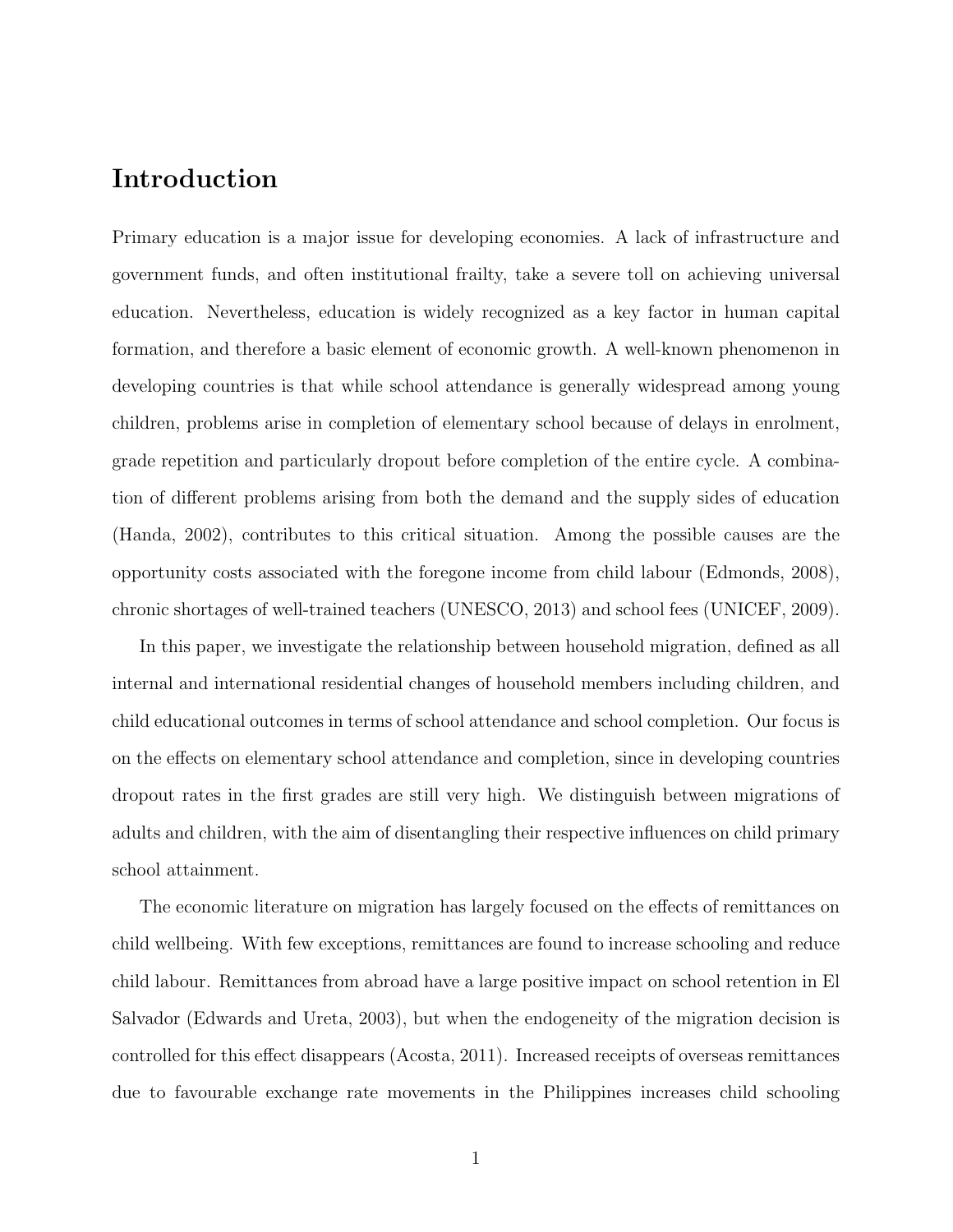# Introduction

Primary education is a major issue for developing economies. A lack of infrastructure and government funds, and often institutional frailty, take a severe toll on achieving universal education. Nevertheless, education is widely recognized as a key factor in human capital formation, and therefore a basic element of economic growth. A well-known phenomenon in developing countries is that while school attendance is generally widespread among young children, problems arise in completion of elementary school because of delays in enrolment, grade repetition and particularly dropout before completion of the entire cycle. A combination of different problems arising from both the demand and the supply sides of education (Handa, 2002), contributes to this critical situation. Among the possible causes are the opportunity costs associated with the foregone income from child labour (Edmonds, 2008), chronic shortages of well-trained teachers (UNESCO, 2013) and school fees (UNICEF, 2009).

In this paper, we investigate the relationship between household migration, defined as all internal and international residential changes of household members including children, and child educational outcomes in terms of school attendance and school completion. Our focus is on the effects on elementary school attendance and completion, since in developing countries dropout rates in the first grades are still very high. We distinguish between migrations of adults and children, with the aim of disentangling their respective influences on child primary school attainment.

The economic literature on migration has largely focused on the effects of remittances on child wellbeing. With few exceptions, remittances are found to increase schooling and reduce child labour. Remittances from abroad have a large positive impact on school retention in El Salvador (Edwards and Ureta, 2003), but when the endogeneity of the migration decision is controlled for this effect disappears (Acosta, 2011). Increased receipts of overseas remittances due to favourable exchange rate movements in the Philippines increases child schooling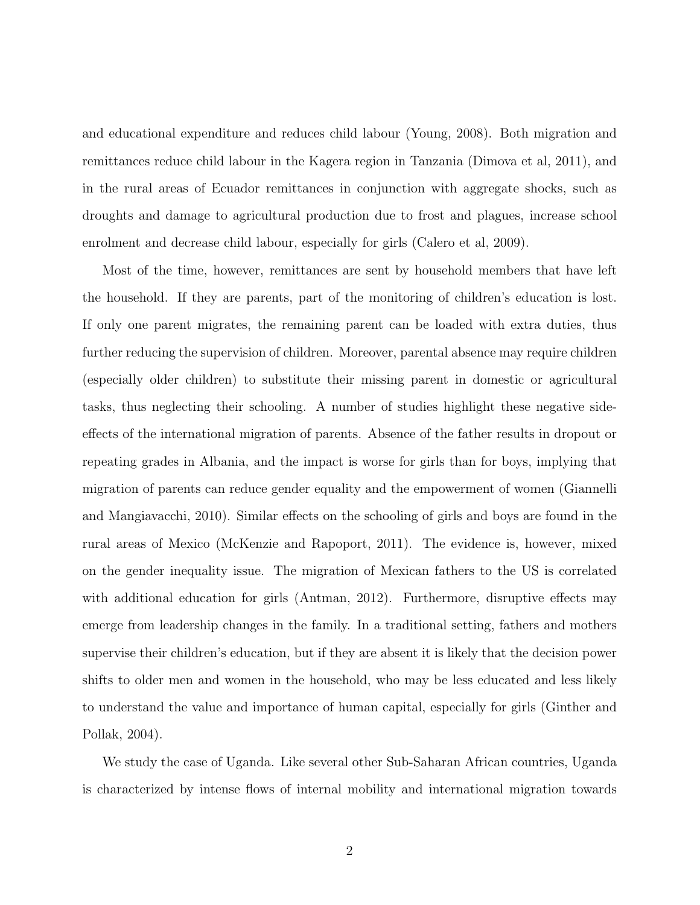and educational expenditure and reduces child labour (Young, 2008). Both migration and remittances reduce child labour in the Kagera region in Tanzania (Dimova et al, 2011), and in the rural areas of Ecuador remittances in conjunction with aggregate shocks, such as droughts and damage to agricultural production due to frost and plagues, increase school enrolment and decrease child labour, especially for girls (Calero et al, 2009).

Most of the time, however, remittances are sent by household members that have left the household. If they are parents, part of the monitoring of children's education is lost. If only one parent migrates, the remaining parent can be loaded with extra duties, thus further reducing the supervision of children. Moreover, parental absence may require children (especially older children) to substitute their missing parent in domestic or agricultural tasks, thus neglecting their schooling. A number of studies highlight these negative side-effects of the international migration of parents. Absence of the father results in dropout or repeating grades in Albania, and the impact is worse for girls than for boys, implying that migration of parents can reduce gender equality and the empowerment of women (Giannelli and Mangiavacchi, 2010). Similar effects on the schooling of girls and boys are found in the rural areas of Mexico (McKenzie and Rapoport, 2011). The evidence is, however, mixed on the gender inequality issue. The migration of Mexican fathers to the US is correlated with additional education for girls (Antman, 2012). Furthermore, disruptive effects may emerge from leadership changes in the family. In a traditional setting, fathers and mothers supervise their children's education, but if they are absent it is likely that the decision power shifts to older men and women in the household, who may be less educated and less likely to understand the value and importance of human capital, especially for girls (Ginther and Pollak, 2004).

We study the case of Uganda. Like several other Sub-Saharan African countries, Uganda is characterized by intense flows of internal mobility and international migration towards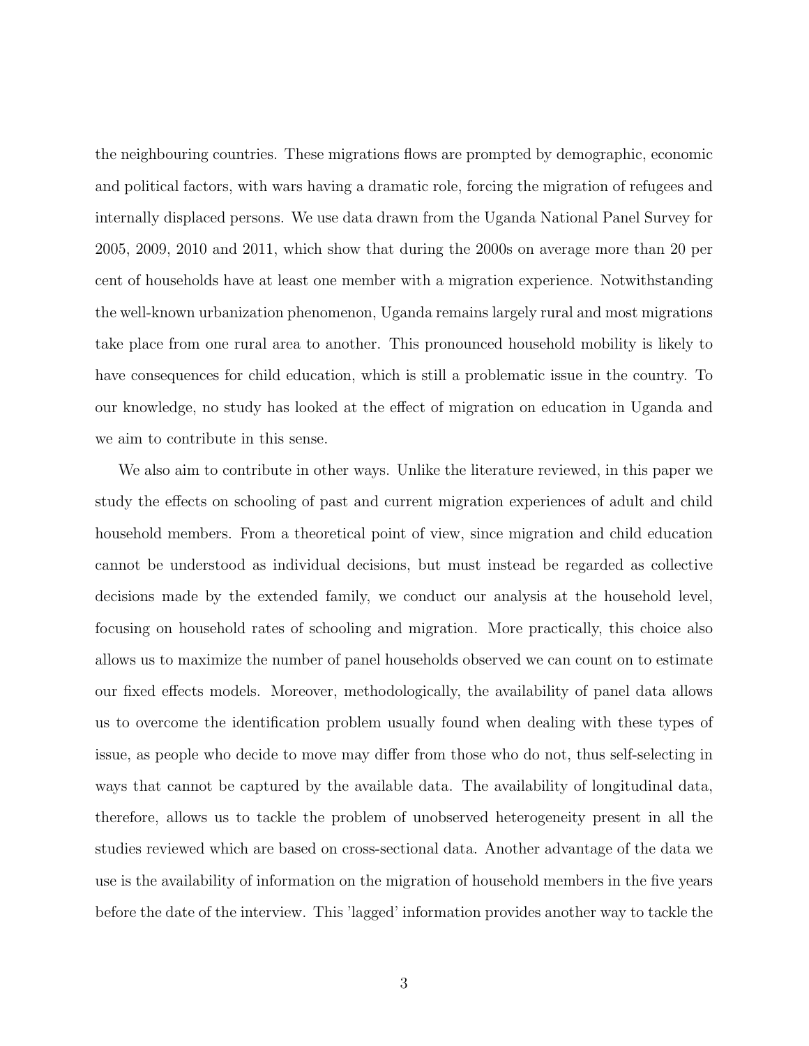the neighbouring countries. These migrations flows are prompted by demographic, economic and political factors, with wars having a dramatic role, forcing the migration of refugees and internally displaced persons. We use data drawn from the Uganda National Panel Survey for 2005, 2009, 2010 and 2011, which show that during the 2000s on average more than 20 per cent of households have at least one member with a migration experience. Notwithstanding the well-known urbanization phenomenon, Uganda remains largely rural and most migrations take place from one rural area to another. This pronounced household mobility is likely to have consequences for child education, which is still a problematic issue in the country. To our knowledge, no study has looked at the effect of migration on education in Uganda and we aim to contribute in this sense.

We also aim to contribute in other ways. Unlike the literature reviewed, in this paper we study the effects on schooling of past and current migration experiences of adult and child household members. From a theoretical point of view, since migration and child education cannot be understood as individual decisions, but must instead be regarded as collective decisions made by the extended family, we conduct our analysis at the household level, focusing on household rates of schooling and migration. More practically, this choice also allows us to maximize the number of panel households observed we can count on to estimate our fixed effects models. Moreover, methodologically, the availability of panel data allows us to overcome the identification problem usually found when dealing with these types of issue, as people who decide to move may differ from those who do not, thus self-selecting in ways that cannot be captured by the available data. The availability of longitudinal data, therefore, allows us to tackle the problem of unobserved heterogeneity present in all the studies reviewed which are based on cross-sectional data. Another advantage of the data we use is the availability of information on the migration of household members in the five years before the date of the interview. This 'lagged' information provides another way to tackle the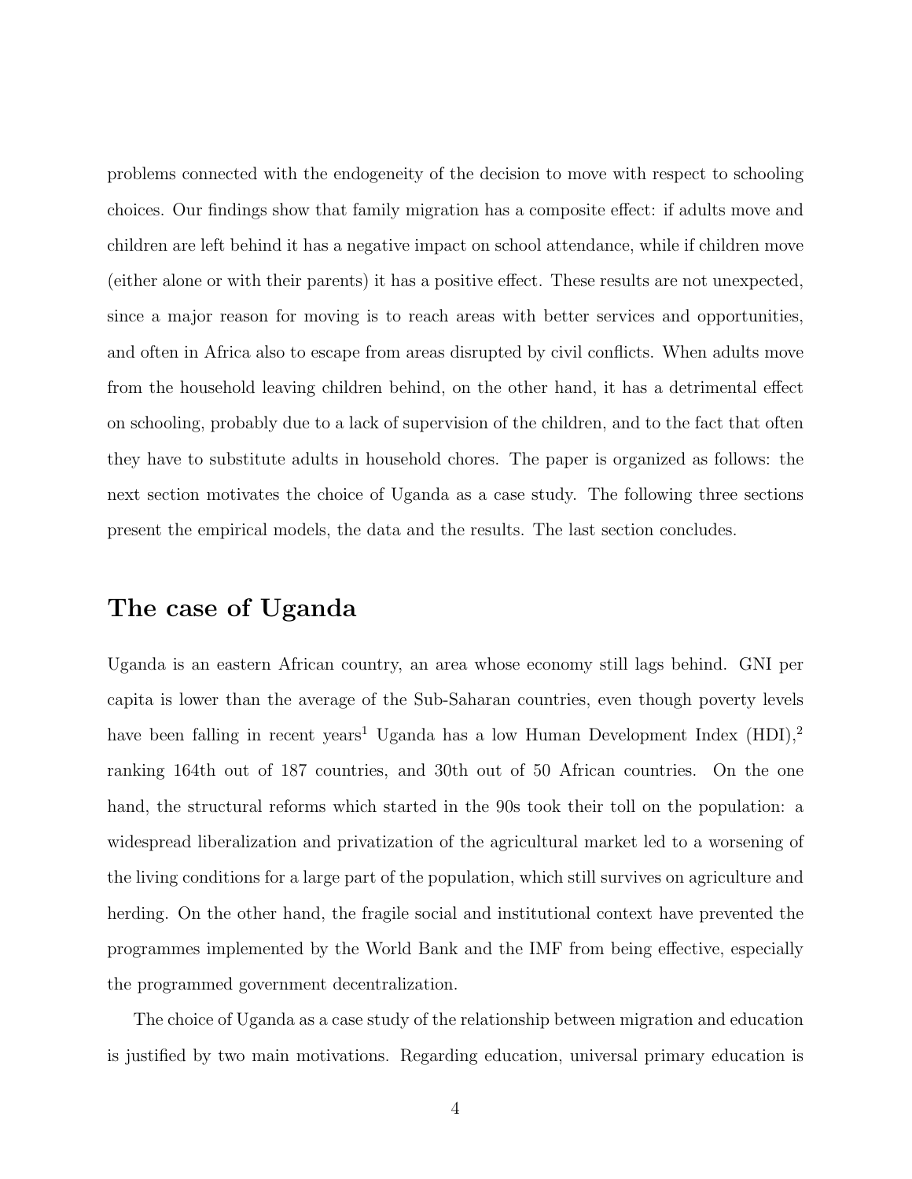problems connected with the endogeneity of the decision to move with respect to schooling choices. Our findings show that family migration has a composite effect: if adults move and children are left behind it has a negative impact on school attendance, while if children move (either alone or with their parents) it has a positive effect. These results are not unexpected, since a major reason for moving is to reach areas with better services and opportunities, and often in Africa also to escape from areas disrupted by civil conflicts. When adults move from the household leaving children behind, on the other hand, it has a detrimental effect on schooling, probably due to a lack of supervision of the children, and to the fact that often they have to substitute adults in household chores. The paper is organized as follows: the next section motivates the choice of Uganda as a case study. The following three sections present the empirical models, the data and the results. The last section concludes.

## The case of Uganda

Uganda is an eastern African country, an area whose economy still lags behind. GNI per capita is lower than the average of the Sub-Saharan countries, even though poverty levels have been falling in recent years[1] Uganda has a low Human Development Index (HDI),[2] ranking 164th out of 187 countries, and 30th out of 50 African countries. On the one hand, the structural reforms which started in the 90s took their toll on the population: a widespread liberalization and privatization of the agricultural market led to a worsening of the living conditions for a large part of the population, which still survives on agriculture and herding. On the other hand, the fragile social and institutional context have prevented the programmes implemented by the World Bank and the IMF from being effective, especially the programmed government decentralization.

The choice of Uganda as a case study of the relationship between migration and education is justified by two main motivations. Regarding education, universal primary education is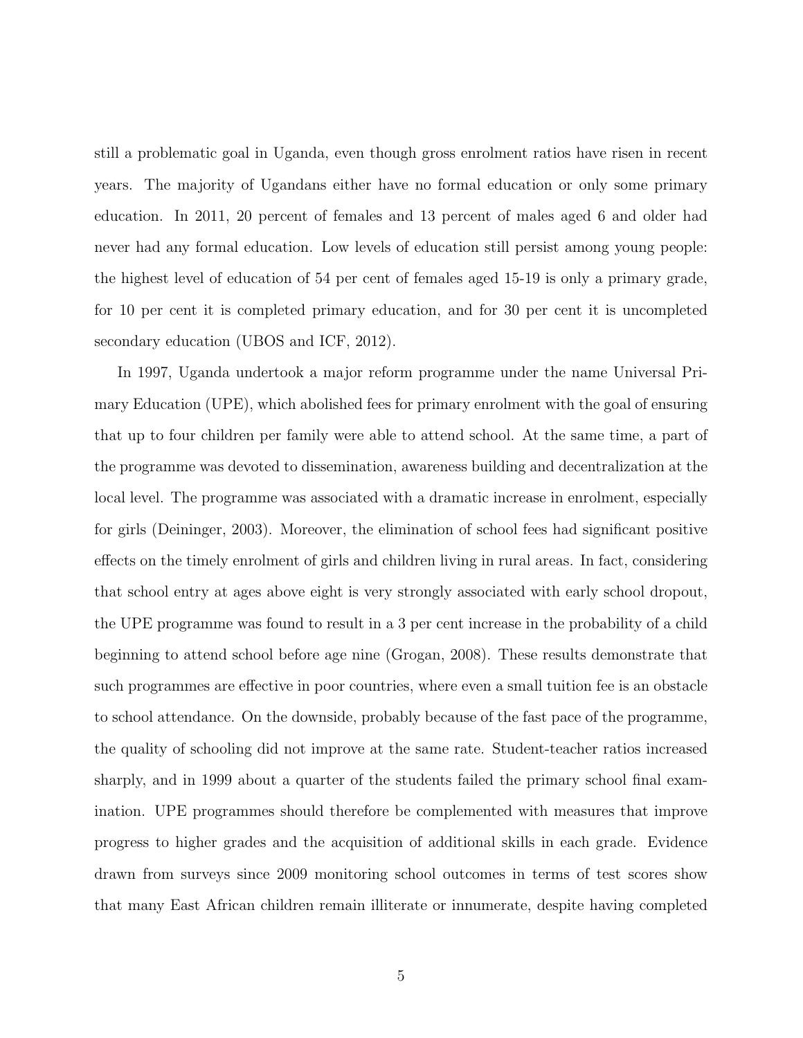still a problematic goal in Uganda, even though gross enrolment ratios have risen in recent years. The majority of Ugandans either have no formal education or only some primary education. In 2011, 20 percent of females and 13 percent of males aged 6 and older had never had any formal education. Low levels of education still persist among young people: the highest level of education of 54 per cent of females aged 15-19 is only a primary grade, for 10 per cent it is completed primary education, and for 30 per cent it is uncompleted secondary education (UBOS and ICF, 2012).

In 1997, Uganda undertook a major reform programme under the name Universal Primary Education (UPE), which abolished fees for primary enrolment with the goal of ensuring that up to four children per family were able to attend school. At the same time, a part of the programme was devoted to dissemination, awareness building and decentralization at the local level. The programme was associated with a dramatic increase in enrolment, especially for girls (Deininger, 2003). Moreover, the elimination of school fees had significant positive effects on the timely enrolment of girls and children living in rural areas. In fact, considering that school entry at ages above eight is very strongly associated with early school dropout, the UPE programme was found to result in a 3 per cent increase in the probability of a child beginning to attend school before age nine (Grogan, 2008). These results demonstrate that such programmes are effective in poor countries, where even a small tuition fee is an obstacle to school attendance. On the downside, probably because of the fast pace of the programme, the quality of schooling did not improve at the same rate. Student-teacher ratios increased sharply, and in 1999 about a quarter of the students failed the primary school final examination. UPE programmes should therefore be complemented with measures that improve progress to higher grades and the acquisition of additional skills in each grade. Evidence drawn from surveys since 2009 monitoring school outcomes in terms of test scores show that many East African children remain illiterate or innumerate, despite having completed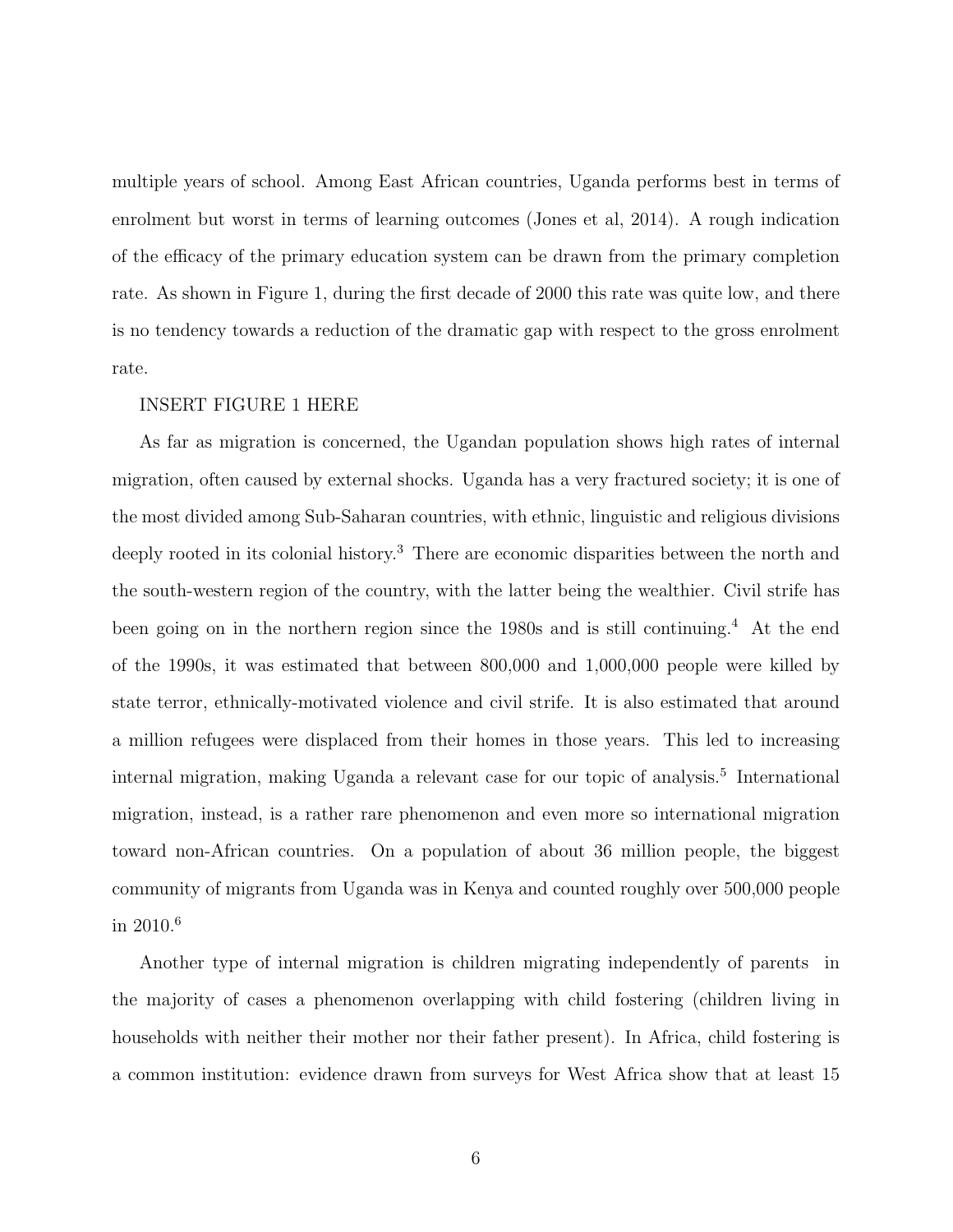multiple years of school. Among East African countries, Uganda performs best in terms of enrolment but worst in terms of learning outcomes (Jones et al, 2014). A rough indication of the efficacy of the primary education system can be drawn from the primary completion rate. As shown in Figure 1, during the first decade of 2000 this rate was quite low, and there is no tendency towards a reduction of the dramatic gap with respect to the gross enrolment rate.

INSERT FIGURE 1 HERE

As far as migration is concerned, the Ugandan population shows high rates of internal migration, often caused by external shocks. Uganda has a very fractured society; it is one of the most divided among Sub-Saharan countries, with ethnic, linguistic and religious divisions deeply rooted in its colonial history.[3] There are economic disparities between the north and the south-western region of the country, with the latter being the wealthier. Civil strife has been going on in the northern region since the 1980s and is still continuing.[4] At the end of the 1990s, it was estimated that between 800,000 and 1,000,000 people were killed by state terror, ethnically-motivated violence and civil strife. It is also estimated that around a million refugees were displaced from their homes in those years. This led to increasing internal migration, making Uganda a relevant case for our topic of analysis.[5] International migration, instead, is a rather rare phenomenon and even more so international migration toward non-African countries. On a population of about 36 million people, the biggest community of migrants from Uganda was in Kenya and counted roughly over 500,000 people in 2010.[6]

Another type of internal migration is children migrating independently of parents in the majority of cases a phenomenon overlapping with child fostering (children living in households with neither their mother nor their father present). In Africa, child fostering is a common institution: evidence drawn from surveys for West Africa show that at least 15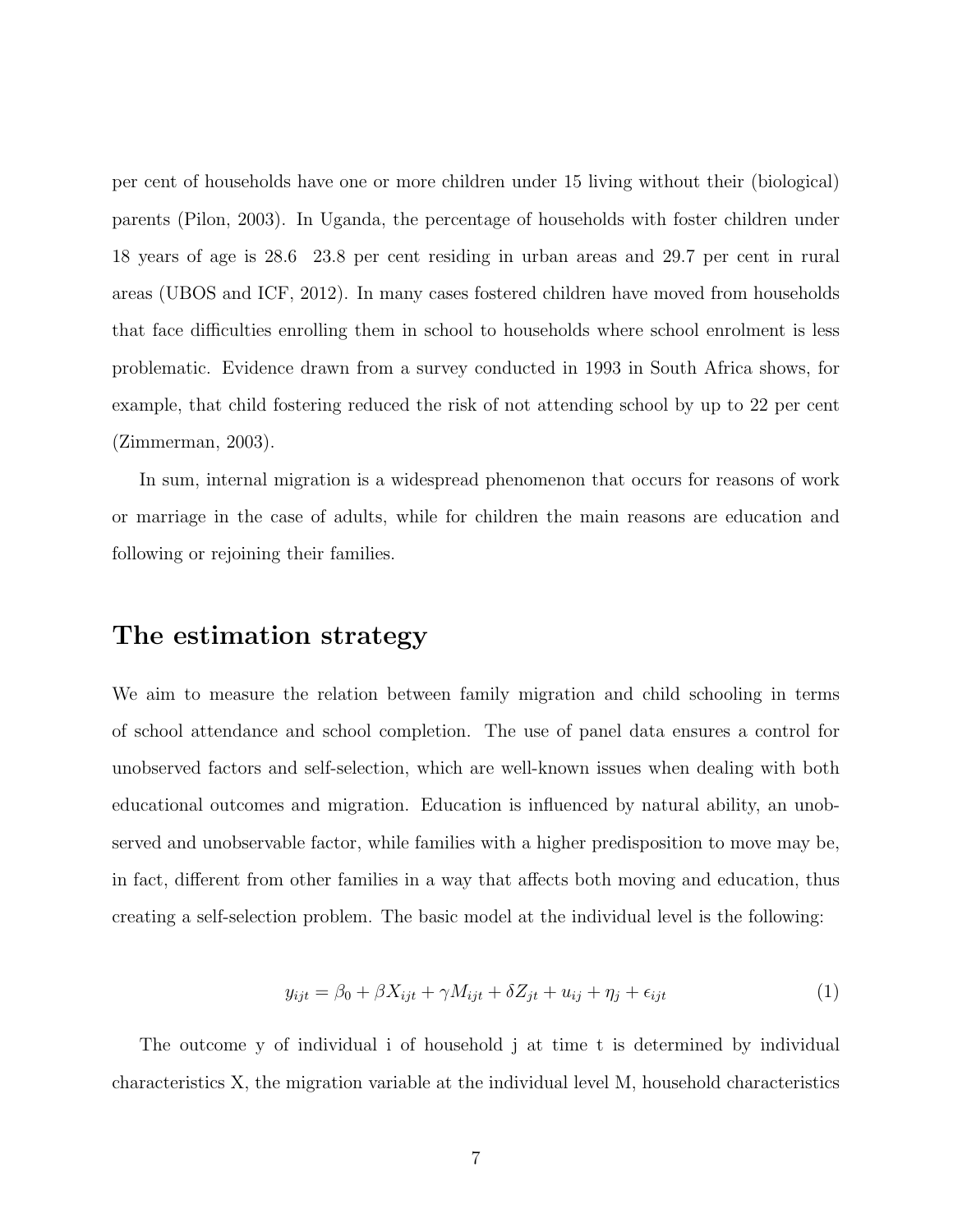per cent of households have one or more children under 15 living without their (biological) parents (Pilon, 2003). In Uganda, the percentage of households with foster children under 18 years of age is 28.6 23.8 per cent residing in urban areas and 29.7 per cent in rural areas (UBOS and ICF, 2012). In many cases fostered children have moved from households that face difficulties enrolling them in school to households where school enrolment is less problematic. Evidence drawn from a survey conducted in 1993 in South Africa shows, for example, that child fostering reduced the risk of not attending school by up to 22 per cent (Zimmerman, 2003).

In sum, internal migration is a widespread phenomenon that occurs for reasons of work or marriage in the case of adults, while for children the main reasons are education and following or rejoining their families.

## The estimation strategy

We aim to measure the relation between family migration and child schooling in terms of school attendance and school completion. The use of panel data ensures a control for unobserved factors and self-selection, which are well-known issues when dealing with both educational outcomes and migration. Education is influenced by natural ability, an unobserved and unobservable factor, while families with a higher predisposition to move may be, in fact, different from other families in a way that affects both moving and education, thus creating a self-selection problem. The basic model at the individual level is the following:

$$y_{ijt} = \beta_0 + \beta X_{ijt} + \gamma M_{ijt} + \delta Z_{jt} + u_{ij} + \eta_j + \epsilon_{ijt} \tag{1}$$

The outcome y of individual i of household j at time t is determined by individual characteristics X, the migration variable at the individual level M, household characteristics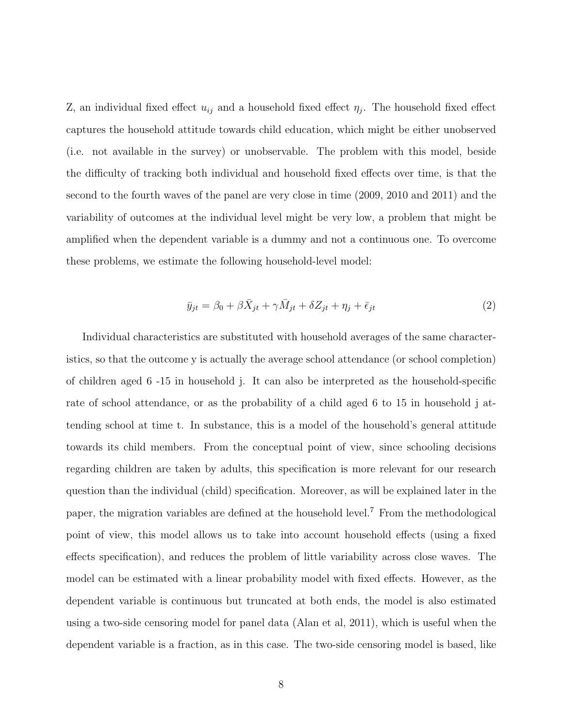Z, an individual fixed effect $u_{ij}$ and a household fixed effect $\eta_j$. The household fixed effect captures the household attitude towards child education, which might be either unobserved (i.e. not available in the survey) or unobservable. The problem with this model, beside the difficulty of tracking both individual and household fixed effects over time, is that the second to the fourth waves of the panel are very close in time (2009, 2010 and 2011) and the variability of outcomes at the individual level might be very low, a problem that might be amplified when the dependent variable is a dummy and not a continuous one. To overcome these problems, we estimate the following household-level model:

$$\bar{y}_{jt} = \beta_0 + \beta \bar{X}_{jt} + \gamma \bar{M}_{jt} + \delta Z_{jt} + \eta_j + \bar{\epsilon}_{jt} \tag{2}$$

Individual characteristics are substituted with household averages of the same characteristics, so that the outcome y is actually the average school attendance (or school completion) of children aged 6 -15 in household j. It can also be interpreted as the household-specific rate of school attendance, or as the probability of a child aged 6 to 15 in household j attending school at time t. In substance, this is a model of the household's general attitude towards its child members. From the conceptual point of view, since schooling decisions regarding children are taken by adults, this specification is more relevant for our research question than the individual (child) specification. Moreover, as will be explained later in the paper, the migration variables are defined at the household level.[7] From the methodological point of view, this model allows us to take into account household effects (using a fixed effects specification), and reduces the problem of little variability across close waves. The model can be estimated with a linear probability model with fixed effects. However, as the dependent variable is continuous but truncated at both ends, the model is also estimated using a two-side censoring model for panel data (Alan et al, 2011), which is useful when the dependent variable is a fraction, as in this case. The two-side censoring model is based, like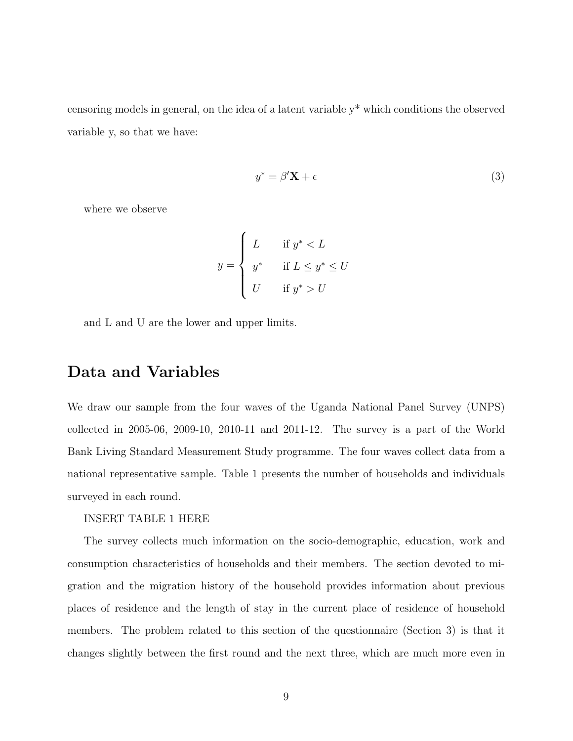censoring models in general, on the idea of a latent variable y* which conditions the observed variable y, so that we have:

$$y^* = \beta' \mathbf{X} + \epsilon \tag{3}$$

where we observe

$$y = \begin{cases} L & \text{if } y^* < L \\ y^* & \text{if } L \leq y^* \leq U \\ U & \text{if } y^* > U \end{cases}$$

and L and U are the lower and upper limits.

## Data and Variables

We draw our sample from the four waves of the Uganda National Panel Survey (UNPS) collected in 2005-06, 2009-10, 2010-11 and 2011-12. The survey is a part of the World Bank Living Standard Measurement Study programme. The four waves collect data from a national representative sample. Table 1 presents the number of households and individuals surveyed in each round.

INSERT TABLE 1 HERE

The survey collects much information on the socio-demographic, education, work and consumption characteristics of households and their members. The section devoted to migration and the migration history of the household provides information about previous places of residence and the length of stay in the current place of residence of household members. The problem related to this section of the questionnaire (Section 3) is that it changes slightly between the first round and the next three, which are much more even in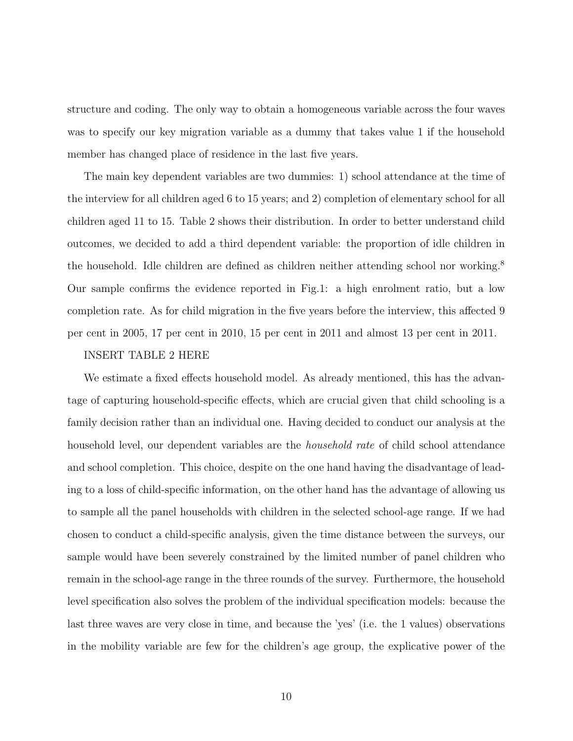structure and coding. The only way to obtain a homogeneous variable across the four waves was to specify our key migration variable as a dummy that takes value 1 if the household member has changed place of residence in the last five years.

The main key dependent variables are two dummies: 1) school attendance at the time of the interview for all children aged 6 to 15 years; and 2) completion of elementary school for all children aged 11 to 15. Table 2 shows their distribution. In order to better understand child outcomes, we decided to add a third dependent variable: the proportion of idle children in the household. Idle children are defined as children neither attending school nor working.[8] Our sample confirms the evidence reported in Fig.1: a high enrolment ratio, but a low completion rate. As for child migration in the five years before the interview, this affected 9 per cent in 2005, 17 per cent in 2010, 15 per cent in 2011 and almost 13 per cent in 2011.

INSERT TABLE 2 HERE

We estimate a fixed effects household model. As already mentioned, this has the advantage of capturing household-specific effects, which are crucial given that child schooling is a family decision rather than an individual one. Having decided to conduct our analysis at the household level, our dependent variables are the *household rate* of child school attendance and school completion. This choice, despite on the one hand having the disadvantage of leading to a loss of child-specific information, on the other hand has the advantage of allowing us to sample all the panel households with children in the selected school-age range. If we had chosen to conduct a child-specific analysis, given the time distance between the surveys, our sample would have been severely constrained by the limited number of panel children who remain in the school-age range in the three rounds of the survey. Furthermore, the household level specification also solves the problem of the individual specification models: because the last three waves are very close in time, and because the 'yes' (i.e. the 1 values) observations in the mobility variable are few for the children's age group, the explicative power of the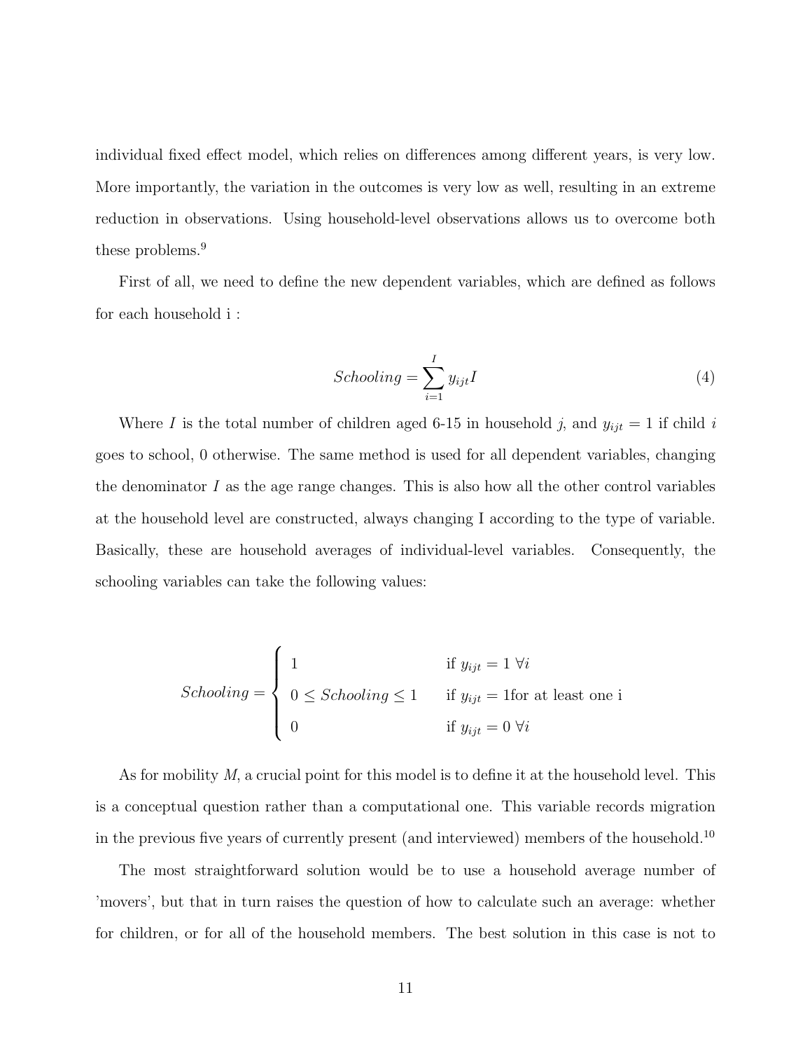individual fixed effect model, which relies on differences among different years, is very low. More importantly, the variation in the outcomes is very low as well, resulting in an extreme reduction in observations. Using household-level observations allows us to overcome both these problems.[9]

First of all, we need to define the new dependent variables, which are defined as follows for each household i :

$$Schooling = \sum_{i=1}^{I} y_{ijt} I \tag{4}$$

Where $I$ is the total number of children aged 6-15 in household $j$, and $y_{ijt} = 1$ if child $i$ goes to school, 0 otherwise. The same method is used for all dependent variables, changing the denominator $I$ as the age range changes. This is also how all the other control variables at the household level are constructed, always changing I according to the type of variable. Basically, these are household averages of individual-level variables. Consequently, the schooling variables can take the following values:

$$Schooling = \begin{cases} 1 & \text{if } y_{ijt} = 1 \; \forall i \\ 0 \leq Schooling \leq 1 & \text{if } y_{ijt} = 1 \text{for at least one i} \\ 0 & \text{if } y_{ijt} = 0 \; \forall i \end{cases}$$

As for mobility $M$, a crucial point for this model is to define it at the household level. This is a conceptual question rather than a computational one. This variable records migration in the previous five years of currently present (and interviewed) members of the household.[10]

The most straightforward solution would be to use a household average number of 'movers', but that in turn raises the question of how to calculate such an average: whether for children, or for all of the household members. The best solution in this case is not to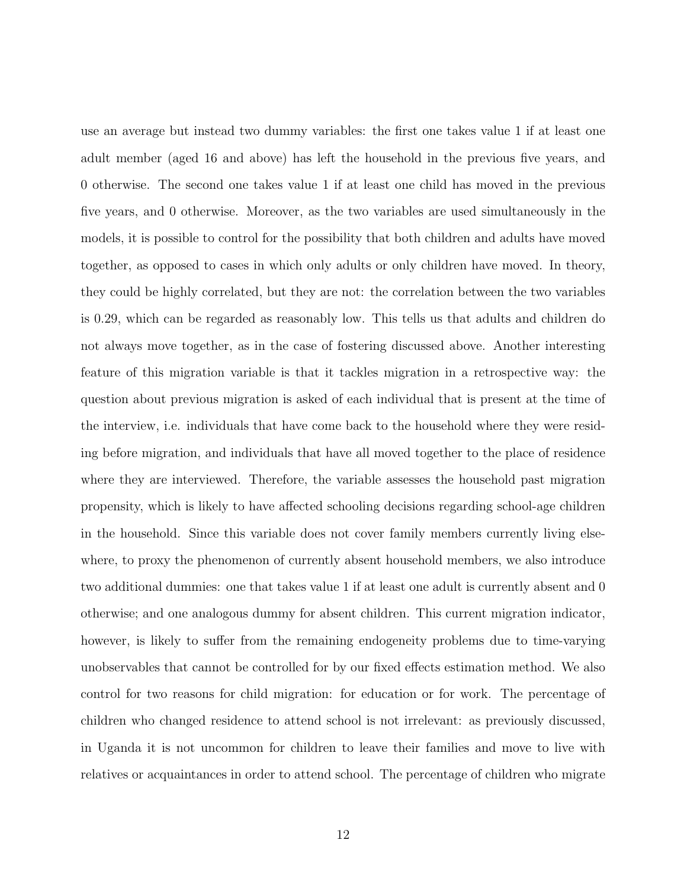use an average but instead two dummy variables: the first one takes value 1 if at least one adult member (aged 16 and above) has left the household in the previous five years, and 0 otherwise. The second one takes value 1 if at least one child has moved in the previous five years, and 0 otherwise. Moreover, as the two variables are used simultaneously in the models, it is possible to control for the possibility that both children and adults have moved together, as opposed to cases in which only adults or only children have moved. In theory, they could be highly correlated, but they are not: the correlation between the two variables is 0.29, which can be regarded as reasonably low. This tells us that adults and children do not always move together, as in the case of fostering discussed above. Another interesting feature of this migration variable is that it tackles migration in a retrospective way: the question about previous migration is asked of each individual that is present at the time of the interview, i.e. individuals that have come back to the household where they were residing before migration, and individuals that have all moved together to the place of residence where they are interviewed. Therefore, the variable assesses the household past migration propensity, which is likely to have affected schooling decisions regarding school-age children in the household. Since this variable does not cover family members currently living elsewhere, to proxy the phenomenon of currently absent household members, we also introduce two additional dummies: one that takes value 1 if at least one adult is currently absent and 0 otherwise; and one analogous dummy for absent children. This current migration indicator, however, is likely to suffer from the remaining endogeneity problems due to time-varying unobservables that cannot be controlled for by our fixed effects estimation method. We also control for two reasons for child migration: for education or for work. The percentage of children who changed residence to attend school is not irrelevant: as previously discussed, in Uganda it is not uncommon for children to leave their families and move to live with relatives or acquaintances in order to attend school. The percentage of children who migrate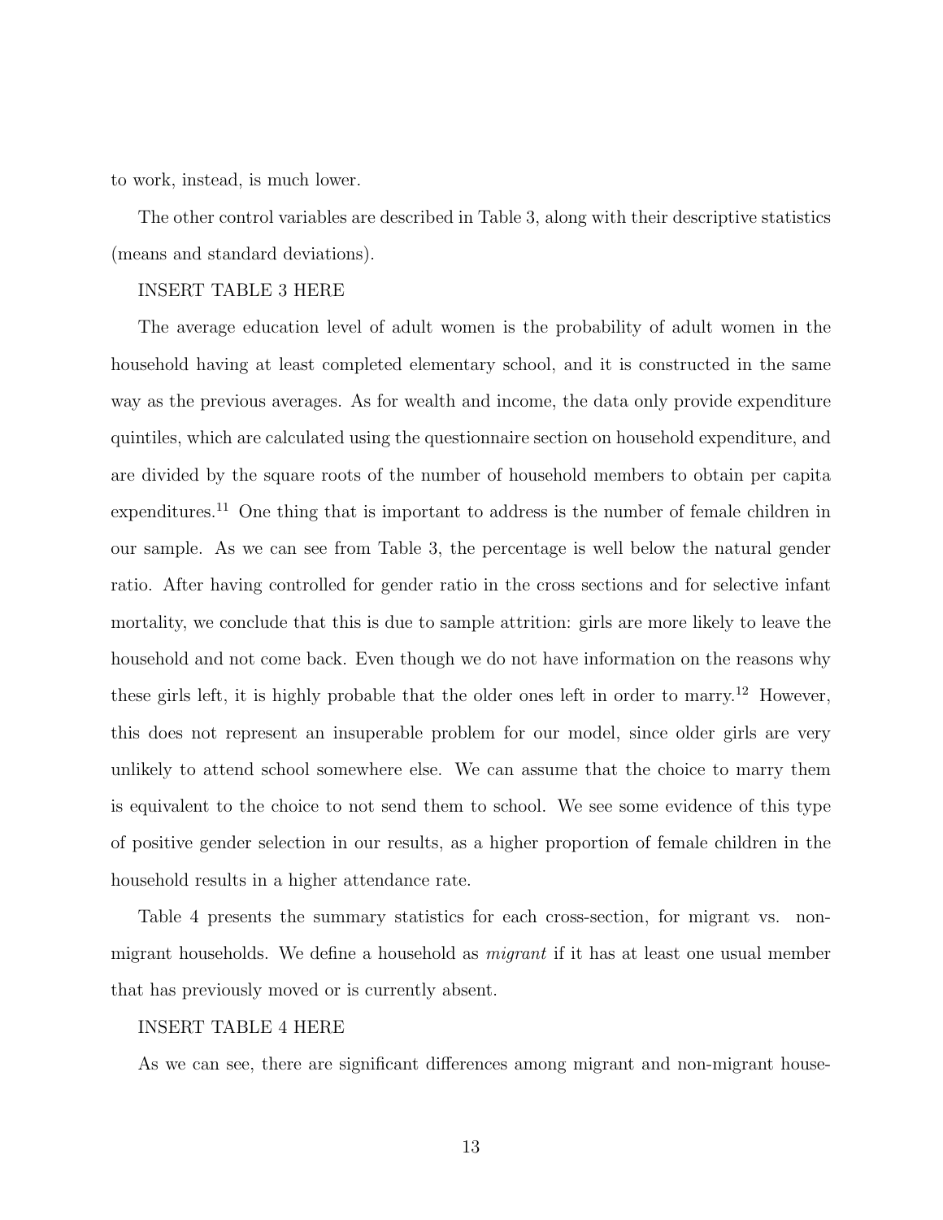to work, instead, is much lower.

The other control variables are described in Table 3, along with their descriptive statistics (means and standard deviations).

INSERT TABLE 3 HERE

The average education level of adult women is the probability of adult women in the household having at least completed elementary school, and it is constructed in the same way as the previous averages. As for wealth and income, the data only provide expenditure quintiles, which are calculated using the questionnaire section on household expenditure, and are divided by the square roots of the number of household members to obtain per capita expenditures.[11] One thing that is important to address is the number of female children in our sample. As we can see from Table 3, the percentage is well below the natural gender ratio. After having controlled for gender ratio in the cross sections and for selective infant mortality, we conclude that this is due to sample attrition: girls are more likely to leave the household and not come back. Even though we do not have information on the reasons why these girls left, it is highly probable that the older ones left in order to marry.[12] However, this does not represent an insuperable problem for our model, since older girls are very unlikely to attend school somewhere else. We can assume that the choice to marry them is equivalent to the choice to not send them to school. We see some evidence of this type of positive gender selection in our results, as a higher proportion of female children in the household results in a higher attendance rate.

Table 4 presents the summary statistics for each cross-section, for migrant vs. non-migrant households. We define a household as *migrant* if it has at least one usual member that has previously moved or is currently absent.

INSERT TABLE 4 HERE

As we can see, there are significant differences among migrant and non-migrant house-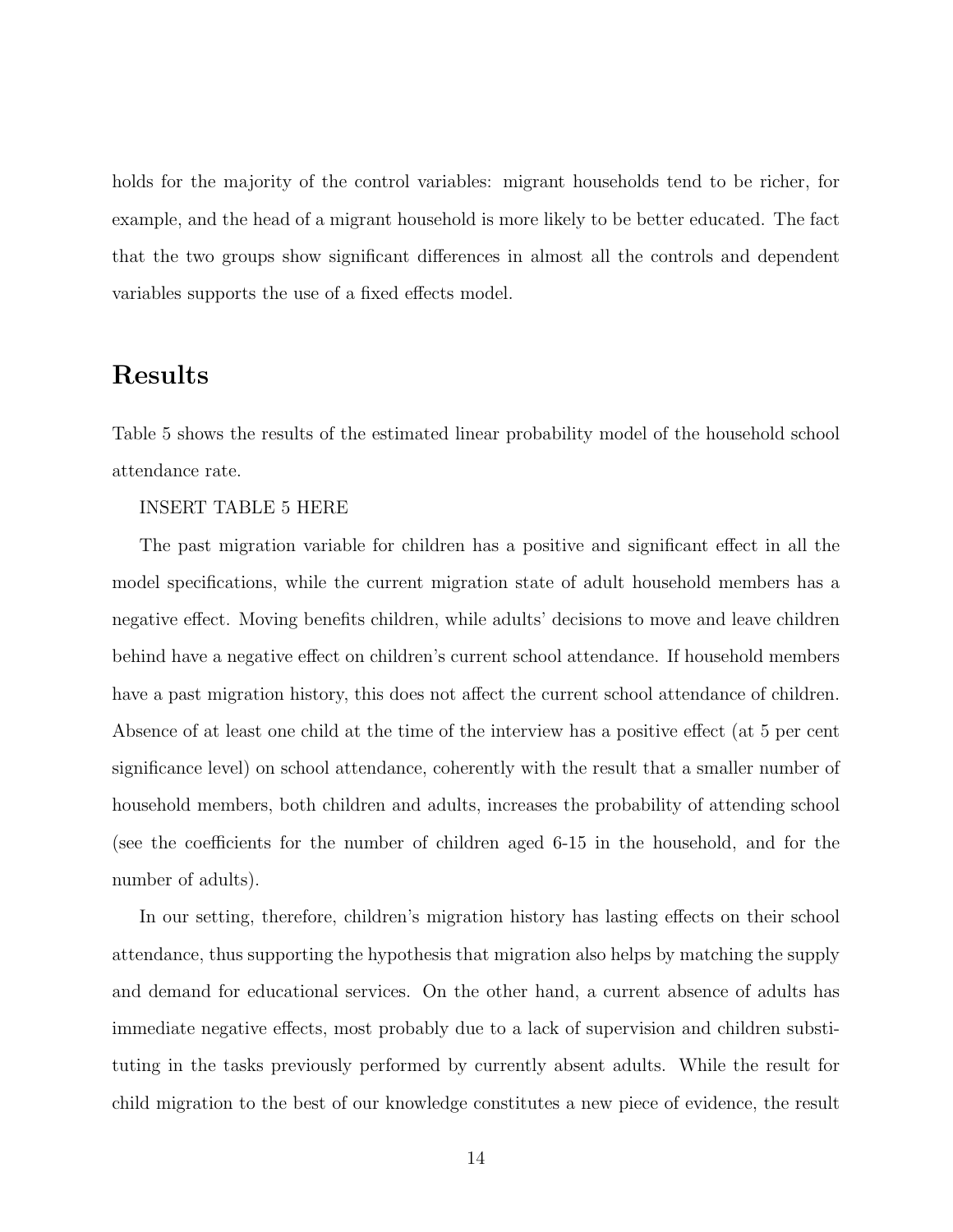holds for the majority of the control variables: migrant households tend to be richer, for example, and the head of a migrant household is more likely to be better educated. The fact that the two groups show significant differences in almost all the controls and dependent variables supports the use of a fixed effects model.

## Results

Table 5 shows the results of the estimated linear probability model of the household school attendance rate.

INSERT TABLE 5 HERE

The past migration variable for children has a positive and significant effect in all the model specifications, while the current migration state of adult household members has a negative effect. Moving benefits children, while adults' decisions to move and leave children behind have a negative effect on children's current school attendance. If household members have a past migration history, this does not affect the current school attendance of children. Absence of at least one child at the time of the interview has a positive effect (at 5 per cent significance level) on school attendance, coherently with the result that a smaller number of household members, both children and adults, increases the probability of attending school (see the coefficients for the number of children aged 6-15 in the household, and for the number of adults).

In our setting, therefore, children's migration history has lasting effects on their school attendance, thus supporting the hypothesis that migration also helps by matching the supply and demand for educational services. On the other hand, a current absence of adults has immediate negative effects, most probably due to a lack of supervision and children substituting in the tasks previously performed by currently absent adults. While the result for child migration to the best of our knowledge constitutes a new piece of evidence, the result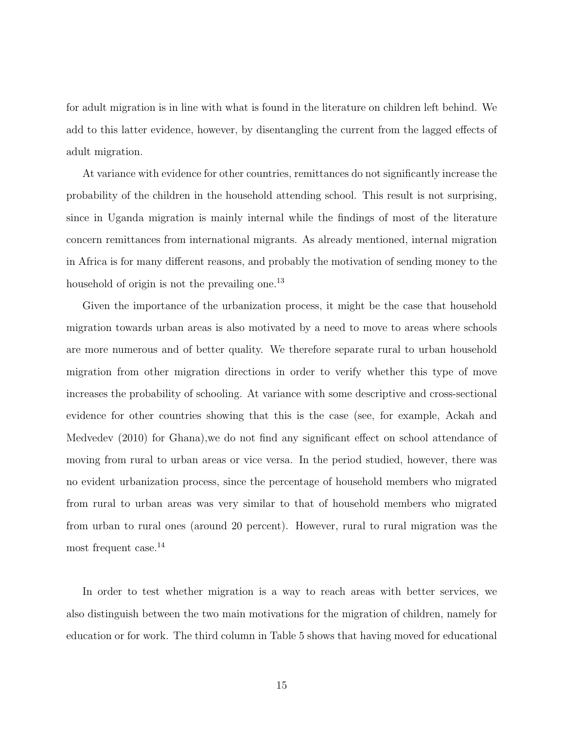for adult migration is in line with what is found in the literature on children left behind. We add to this latter evidence, however, by disentangling the current from the lagged effects of adult migration.

At variance with evidence for other countries, remittances do not significantly increase the probability of the children in the household attending school. This result is not surprising, since in Uganda migration is mainly internal while the findings of most of the literature concern remittances from international migrants. As already mentioned, internal migration in Africa is for many different reasons, and probably the motivation of sending money to the household of origin is not the prevailing one.[13]

Given the importance of the urbanization process, it might be the case that household migration towards urban areas is also motivated by a need to move to areas where schools are more numerous and of better quality. We therefore separate rural to urban household migration from other migration directions in order to verify whether this type of move increases the probability of schooling. At variance with some descriptive and cross-sectional evidence for other countries showing that this is the case (see, for example, Ackah and Medvedev (2010) for Ghana),we do not find any significant effect on school attendance of moving from rural to urban areas or vice versa. In the period studied, however, there was no evident urbanization process, since the percentage of household members who migrated from rural to urban areas was very similar to that of household members who migrated from urban to rural ones (around 20 percent). However, rural to rural migration was the most frequent case.[14]

In order to test whether migration is a way to reach areas with better services, we also distinguish between the two main motivations for the migration of children, namely for education or for work. The third column in Table 5 shows that having moved for educational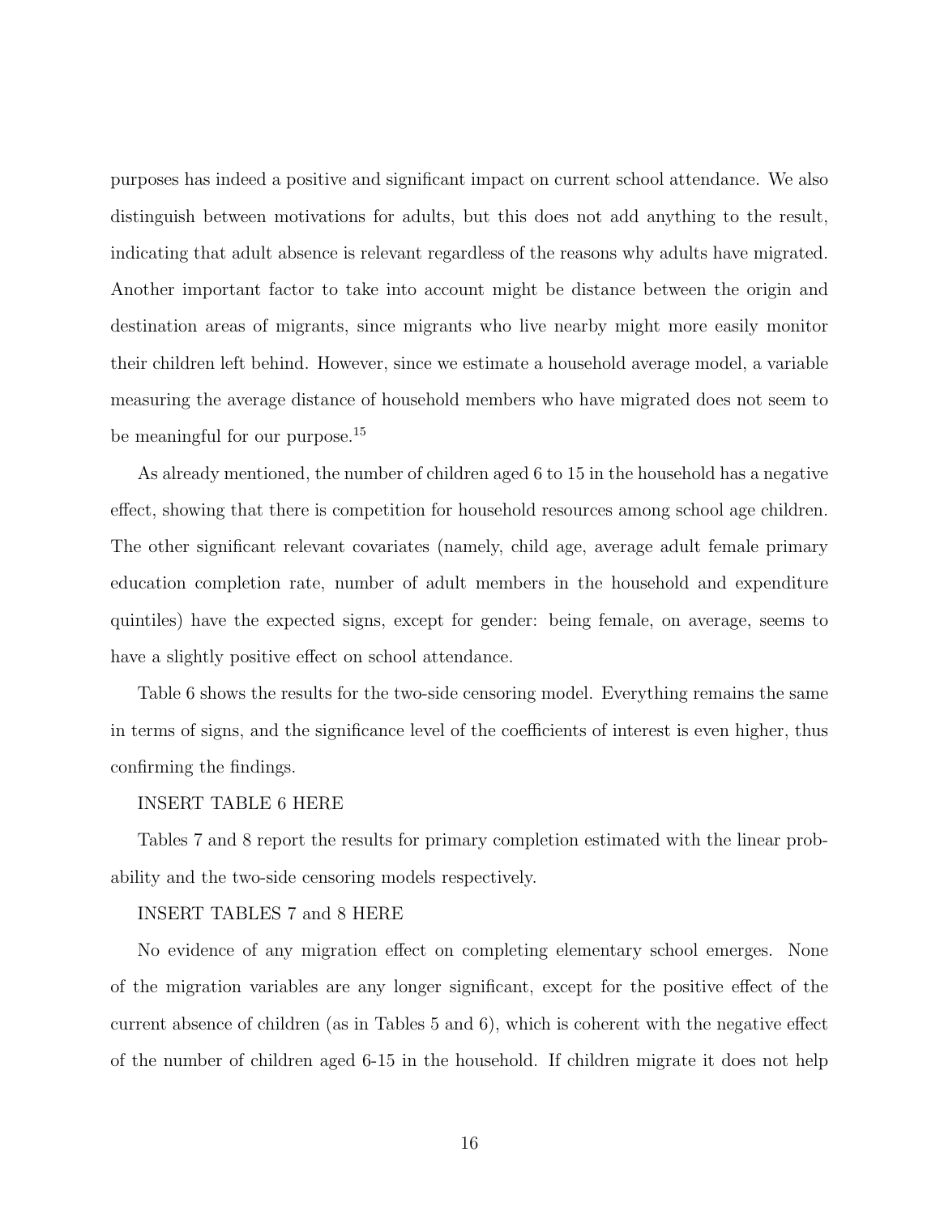purposes has indeed a positive and significant impact on current school attendance. We also distinguish between motivations for adults, but this does not add anything to the result, indicating that adult absence is relevant regardless of the reasons why adults have migrated. Another important factor to take into account might be distance between the origin and destination areas of migrants, since migrants who live nearby might more easily monitor their children left behind. However, since we estimate a household average model, a variable measuring the average distance of household members who have migrated does not seem to be meaningful for our purpose.[15]

As already mentioned, the number of children aged 6 to 15 in the household has a negative effect, showing that there is competition for household resources among school age children. The other significant relevant covariates (namely, child age, average adult female primary education completion rate, number of adult members in the household and expenditure quintiles) have the expected signs, except for gender: being female, on average, seems to have a slightly positive effect on school attendance.

Table 6 shows the results for the two-side censoring model. Everything remains the same in terms of signs, and the significance level of the coefficients of interest is even higher, thus confirming the findings.

INSERT TABLE 6 HERE

Tables 7 and 8 report the results for primary completion estimated with the linear probability and the two-side censoring models respectively.

INSERT TABLES 7 and 8 HERE

No evidence of any migration effect on completing elementary school emerges. None of the migration variables are any longer significant, except for the positive effect of the current absence of children (as in Tables 5 and 6), which is coherent with the negative effect of the number of children aged 6-15 in the household. If children migrate it does not help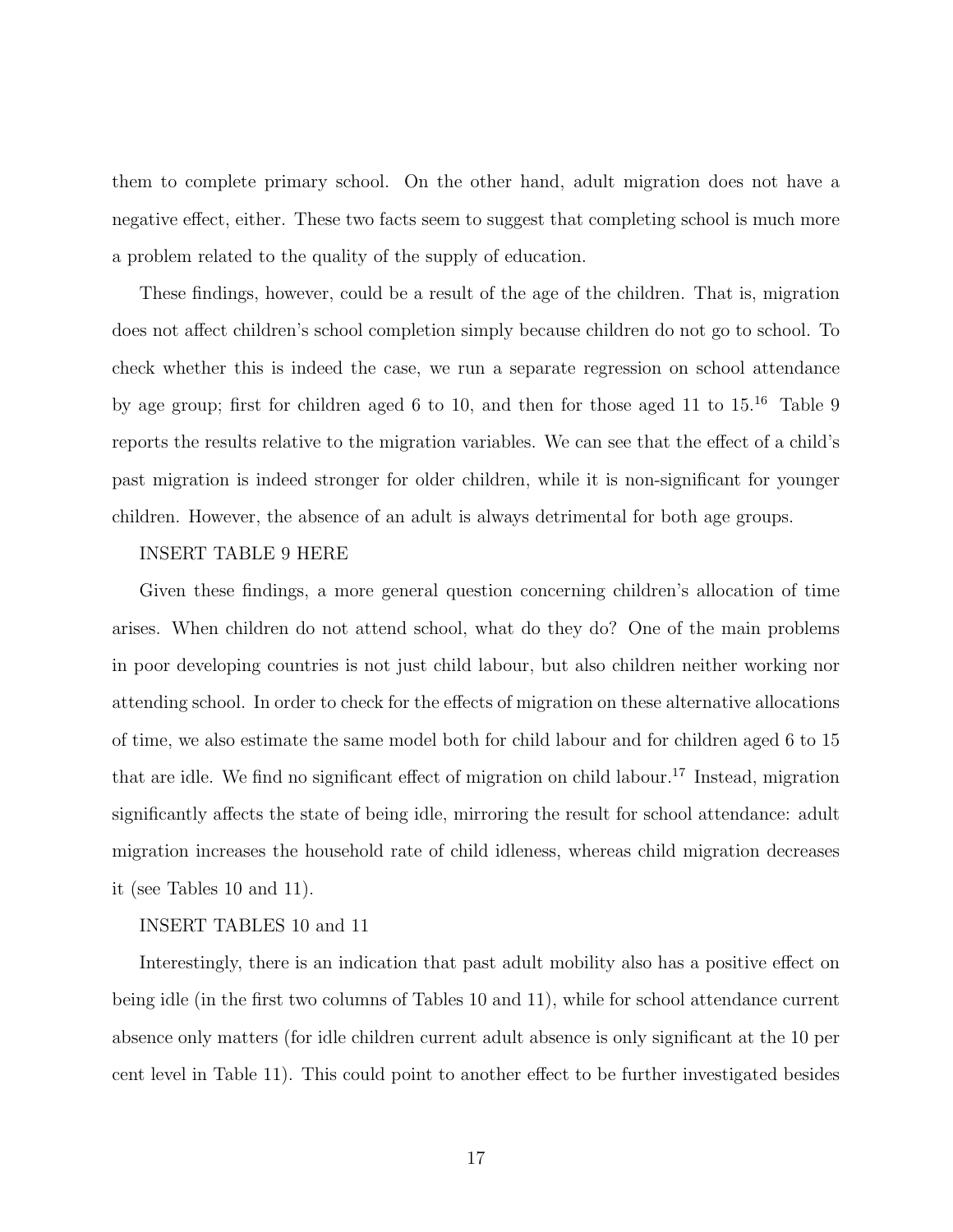them to complete primary school. On the other hand, adult migration does not have a negative effect, either. These two facts seem to suggest that completing school is much more a problem related to the quality of the supply of education.

These findings, however, could be a result of the age of the children. That is, migration does not affect children's school completion simply because children do not go to school. To check whether this is indeed the case, we run a separate regression on school attendance by age group; first for children aged 6 to 10, and then for those aged 11 to 15.[16] Table 9 reports the results relative to the migration variables. We can see that the effect of a child's past migration is indeed stronger for older children, while it is non-significant for younger children. However, the absence of an adult is always detrimental for both age groups.

INSERT TABLE 9 HERE

Given these findings, a more general question concerning children's allocation of time arises. When children do not attend school, what do they do? One of the main problems in poor developing countries is not just child labour, but also children neither working nor attending school. In order to check for the effects of migration on these alternative allocations of time, we also estimate the same model both for child labour and for children aged 6 to 15 that are idle. We find no significant effect of migration on child labour.[17] Instead, migration significantly affects the state of being idle, mirroring the result for school attendance: adult migration increases the household rate of child idleness, whereas child migration decreases it (see Tables 10 and 11).

INSERT TABLES 10 and 11

Interestingly, there is an indication that past adult mobility also has a positive effect on being idle (in the first two columns of Tables 10 and 11), while for school attendance current absence only matters (for idle children current adult absence is only significant at the 10 per cent level in Table 11). This could point to another effect to be further investigated besides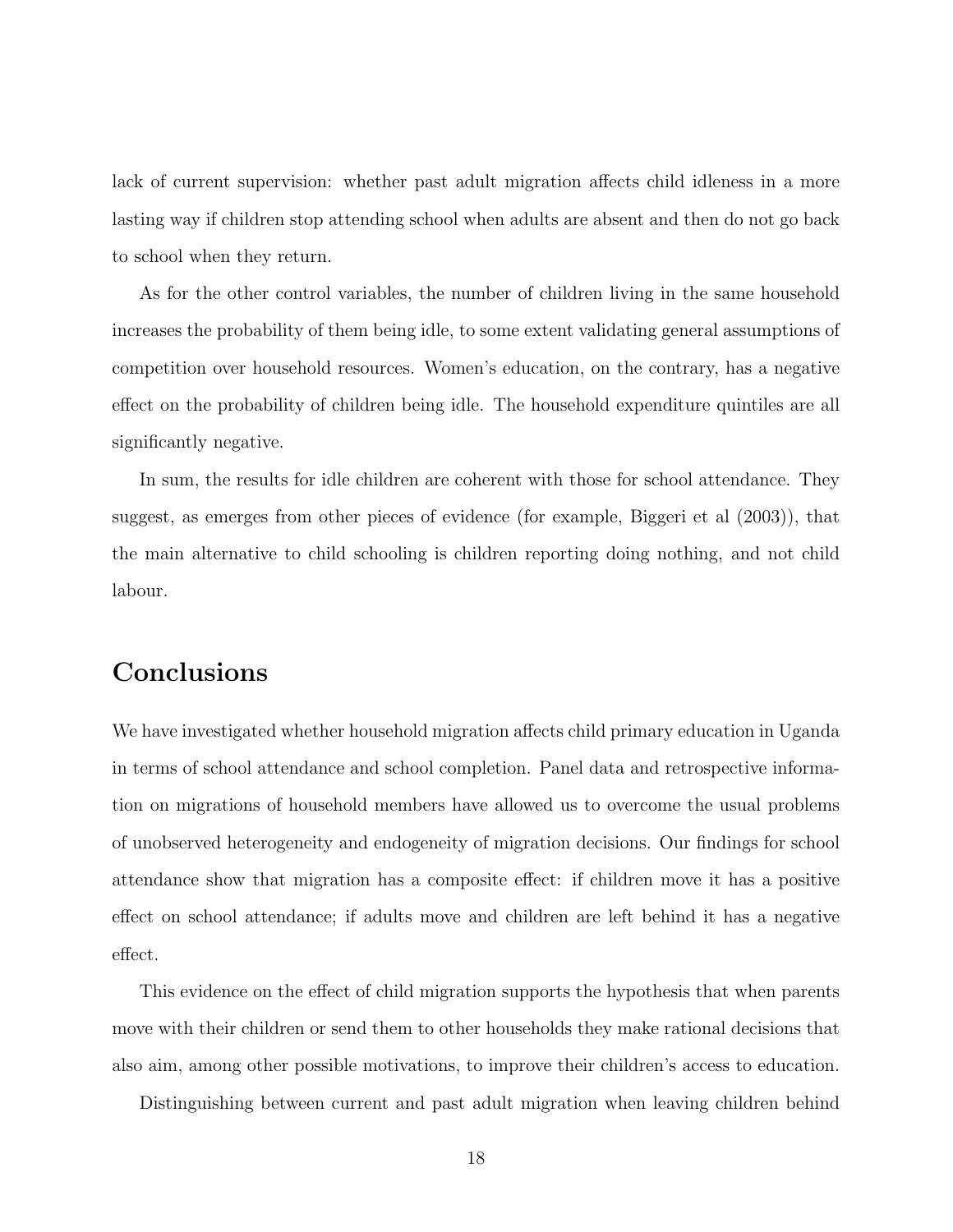lack of current supervision: whether past adult migration affects child idleness in a more lasting way if children stop attending school when adults are absent and then do not go back to school when they return.

As for the other control variables, the number of children living in the same household increases the probability of them being idle, to some extent validating general assumptions of competition over household resources. Women's education, on the contrary, has a negative effect on the probability of children being idle. The household expenditure quintiles are all significantly negative.

In sum, the results for idle children are coherent with those for school attendance. They suggest, as emerges from other pieces of evidence (for example, Biggeri et al (2003)), that the main alternative to child schooling is children reporting doing nothing, and not child labour.

## Conclusions

We have investigated whether household migration affects child primary education in Uganda in terms of school attendance and school completion. Panel data and retrospective information on migrations of household members have allowed us to overcome the usual problems of unobserved heterogeneity and endogeneity of migration decisions. Our findings for school attendance show that migration has a composite effect: if children move it has a positive effect on school attendance; if adults move and children are left behind it has a negative effect.

This evidence on the effect of child migration supports the hypothesis that when parents move with their children or send them to other households they make rational decisions that also aim, among other possible motivations, to improve their children's access to education.

Distinguishing between current and past adult migration when leaving children behind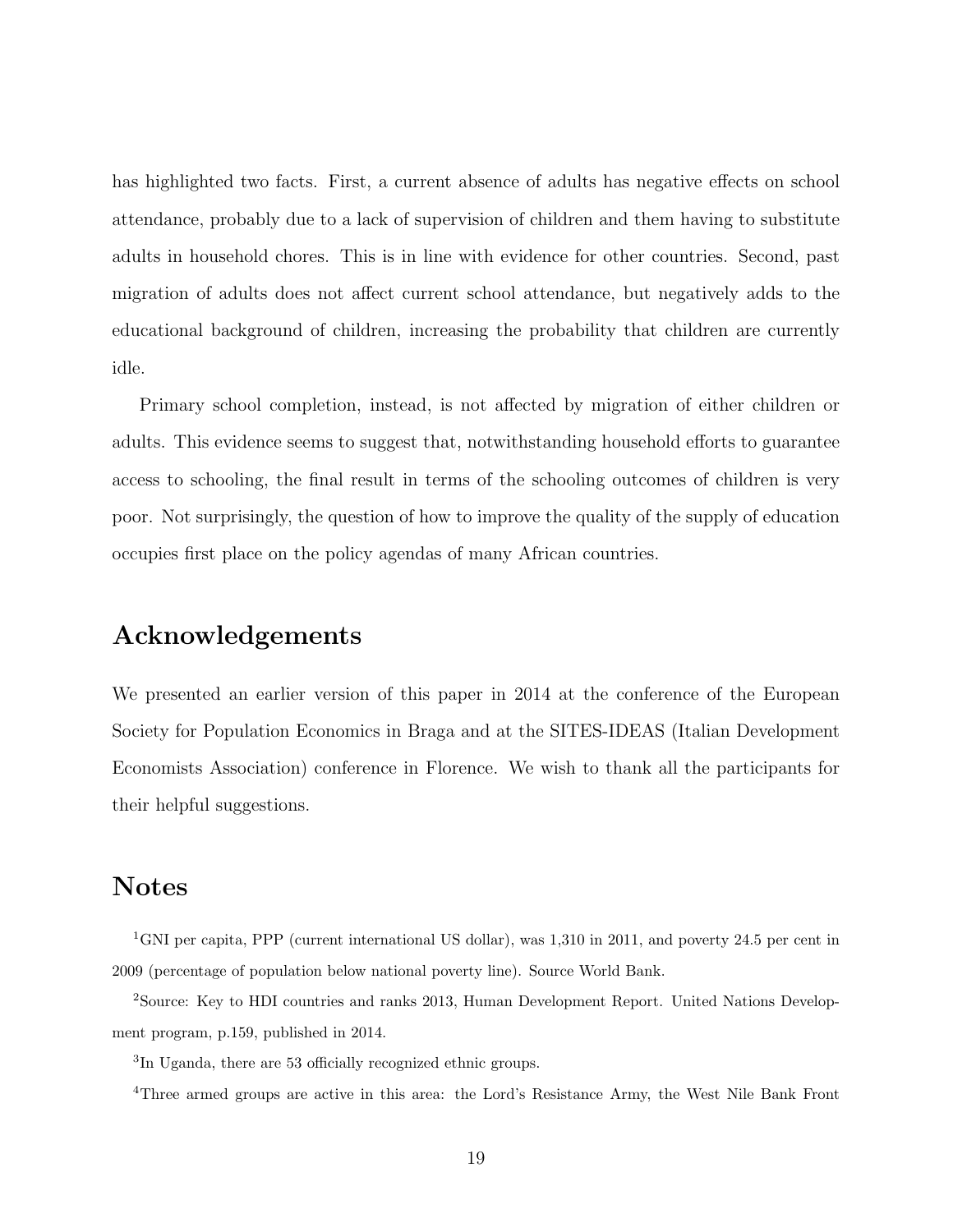has highlighted two facts. First, a current absence of adults has negative effects on school attendance, probably due to a lack of supervision of children and them having to substitute adults in household chores. This is in line with evidence for other countries. Second, past migration of adults does not affect current school attendance, but negatively adds to the educational background of children, increasing the probability that children are currently idle.

Primary school completion, instead, is not affected by migration of either children or adults. This evidence seems to suggest that, notwithstanding household efforts to guarantee access to schooling, the final result in terms of the schooling outcomes of children is very poor. Not surprisingly, the question of how to improve the quality of the supply of education occupies first place on the policy agendas of many African countries.

## Acknowledgements

We presented an earlier version of this paper in 2014 at the conference of the European Society for Population Economics in Braga and at the SITES-IDEAS (Italian Development Economists Association) conference in Florence. We wish to thank all the participants for their helpful suggestions.

## Notes

[1]GNI per capita, PPP (current international US dollar), was 1,310 in 2011, and poverty 24.5 per cent in 2009 (percentage of population below national poverty line). Source World Bank.

[2]Source: Key to HDI countries and ranks 2013, Human Development Report. United Nations Development program, p.159, published in 2014.

[3]In Uganda, there are 53 officially recognized ethnic groups.

[4]Three armed groups are active in this area: the Lord's Resistance Army, the West Nile Bank Front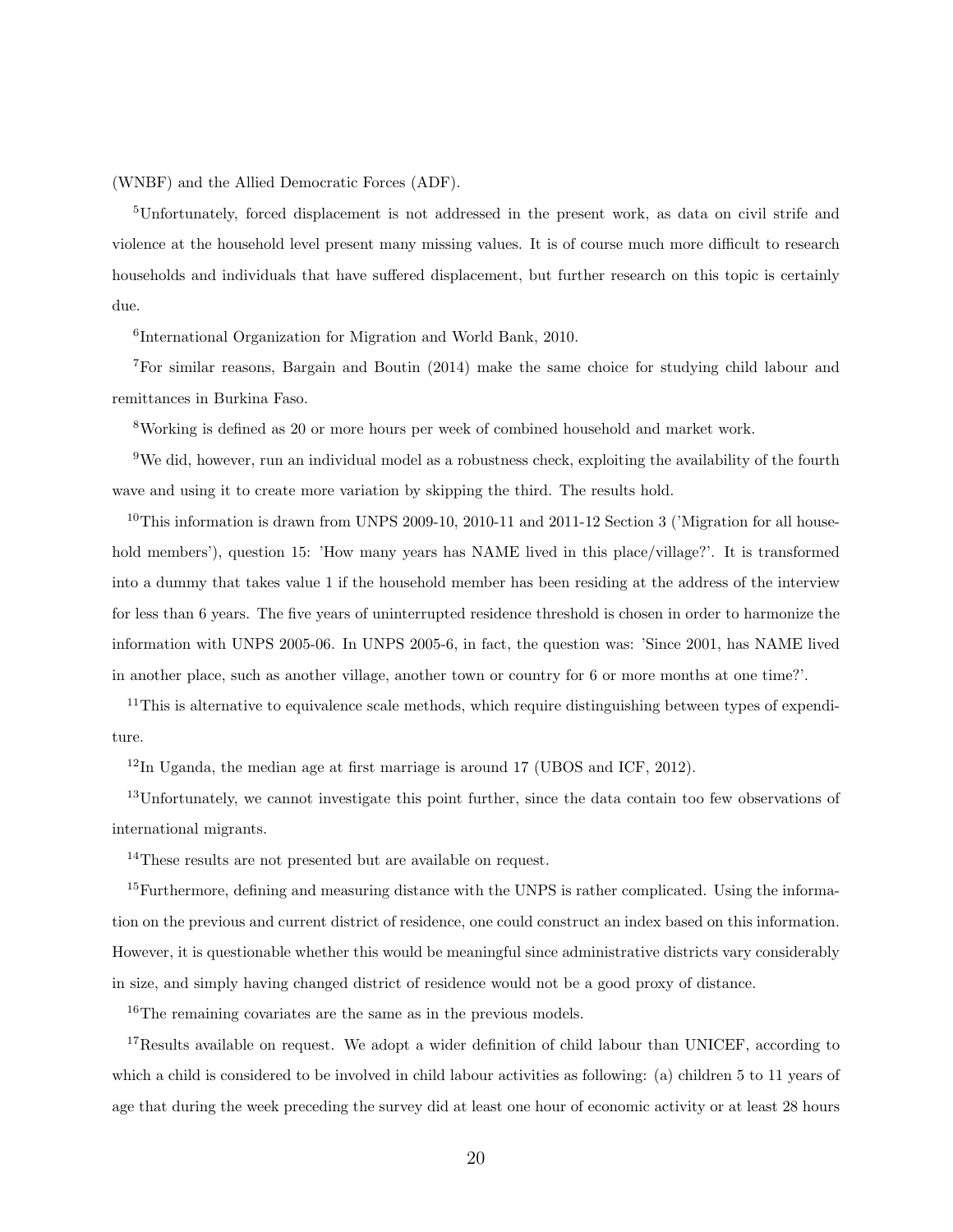(WNBF) and the Allied Democratic Forces (ADF).

[5]Unfortunately, forced displacement is not addressed in the present work, as data on civil strife and violence at the household level present many missing values. It is of course much more difficult to research households and individuals that have suffered displacement, but further research on this topic is certainly due.

[6]International Organization for Migration and World Bank, 2010.

[7]For similar reasons, Bargain and Boutin (2014) make the same choice for studying child labour and remittances in Burkina Faso.

[8]Working is defined as 20 or more hours per week of combined household and market work.

[9]We did, however, run an individual model as a robustness check, exploiting the availability of the fourth wave and using it to create more variation by skipping the third. The results hold.

[10]This information is drawn from UNPS 2009-10, 2010-11 and 2011-12 Section 3 ('Migration for all household members'), question 15: 'How many years has NAME lived in this place/village?'. It is transformed into a dummy that takes value 1 if the household member has been residing at the address of the interview for less than 6 years. The five years of uninterrupted residence threshold is chosen in order to harmonize the information with UNPS 2005-06. In UNPS 2005-6, in fact, the question was: 'Since 2001, has NAME lived in another place, such as another village, another town or country for 6 or more months at one time?'.

[11]This is alternative to equivalence scale methods, which require distinguishing between types of expenditure.

[12]In Uganda, the median age at first marriage is around 17 (UBOS and ICF, 2012).

[13]Unfortunately, we cannot investigate this point further, since the data contain too few observations of international migrants.

[14]These results are not presented but are available on request.

[15]Furthermore, defining and measuring distance with the UNPS is rather complicated. Using the information on the previous and current district of residence, one could construct an index based on this information. However, it is questionable whether this would be meaningful since administrative districts vary considerably in size, and simply having changed district of residence would not be a good proxy of distance.

[16]The remaining covariates are the same as in the previous models.

[17]Results available on request. We adopt a wider definition of child labour than UNICEF, according to which a child is considered to be involved in child labour activities as following: (a) children 5 to 11 years of age that during the week preceding the survey did at least one hour of economic activity or at least 28 hours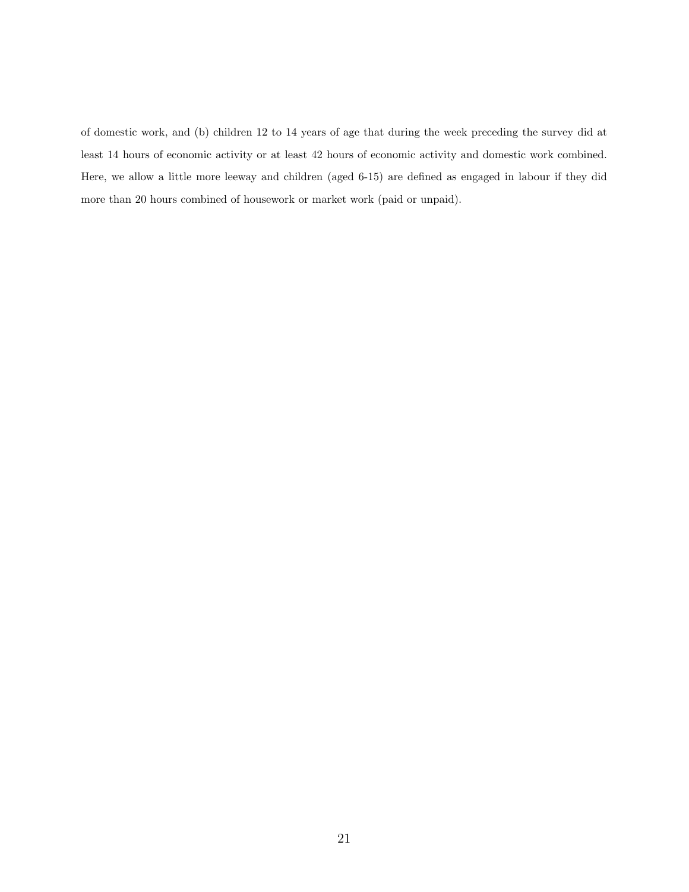of domestic work, and (b) children 12 to 14 years of age that during the week preceding the survey did at least 14 hours of economic activity or at least 42 hours of economic activity and domestic work combined. Here, we allow a little more leeway and children (aged 6-15) are defined as engaged in labour if they did more than 20 hours combined of housework or market work (paid or unpaid).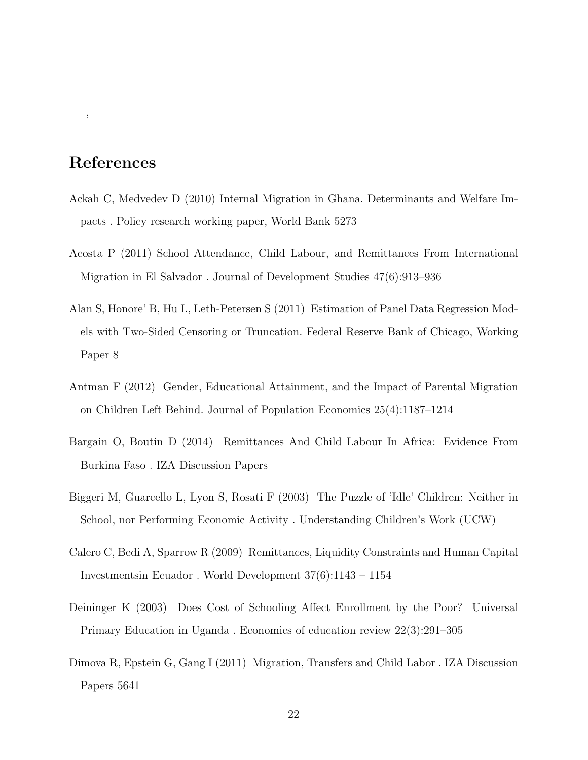,

# References

Ackah C, Medvedev D (2010) Internal Migration in Ghana. Determinants and Welfare Impacts . Policy research working paper, World Bank 5273

Acosta P (2011) School Attendance, Child Labour, and Remittances From International Migration in El Salvador . Journal of Development Studies 47(6):913–936

Alan S, Honore' B, Hu L, Leth-Petersen S (2011) Estimation of Panel Data Regression Models with Two-Sided Censoring or Truncation. Federal Reserve Bank of Chicago, Working Paper 8

Antman F (2012) Gender, Educational Attainment, and the Impact of Parental Migration on Children Left Behind. Journal of Population Economics 25(4):1187–1214

Bargain O, Boutin D (2014) Remittances And Child Labour In Africa: Evidence From Burkina Faso . IZA Discussion Papers

Biggeri M, Guarcello L, Lyon S, Rosati F (2003) The Puzzle of 'Idle' Children: Neither in School, nor Performing Economic Activity . Understanding Children's Work (UCW)

Calero C, Bedi A, Sparrow R (2009) Remittances, Liquidity Constraints and Human Capital Investmentsin Ecuador . World Development 37(6):1143 – 1154

Deininger K (2003) Does Cost of Schooling Affect Enrollment by the Poor? Universal Primary Education in Uganda . Economics of education review 22(3):291–305

Dimova R, Epstein G, Gang I (2011) Migration, Transfers and Child Labor . IZA Discussion Papers 5641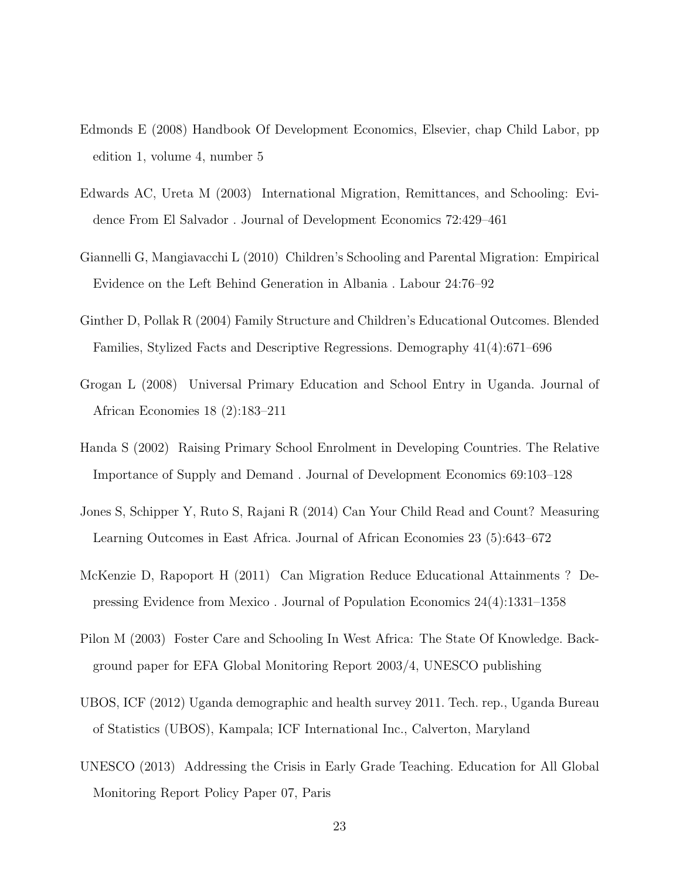Edmonds E (2008) Handbook Of Development Economics, Elsevier, chap Child Labor, pp edition 1, volume 4, number 5

Edwards AC, Ureta M (2003) International Migration, Remittances, and Schooling: Evidence From El Salvador . Journal of Development Economics 72:429–461

Giannelli G, Mangiavacchi L (2010) Children's Schooling and Parental Migration: Empirical Evidence on the Left Behind Generation in Albania . Labour 24:76–92

Ginther D, Pollak R (2004) Family Structure and Children's Educational Outcomes. Blended Families, Stylized Facts and Descriptive Regressions. Demography 41(4):671–696

Grogan L (2008) Universal Primary Education and School Entry in Uganda. Journal of African Economies 18 (2):183–211

Handa S (2002) Raising Primary School Enrolment in Developing Countries. The Relative Importance of Supply and Demand . Journal of Development Economics 69:103–128

Jones S, Schipper Y, Ruto S, Rajani R (2014) Can Your Child Read and Count? Measuring Learning Outcomes in East Africa. Journal of African Economies 23 (5):643–672

McKenzie D, Rapoport H (2011) Can Migration Reduce Educational Attainments ? Depressing Evidence from Mexico . Journal of Population Economics 24(4):1331–1358

Pilon M (2003) Foster Care and Schooling In West Africa: The State Of Knowledge. Background paper for EFA Global Monitoring Report 2003/4, UNESCO publishing

UBOS, ICF (2012) Uganda demographic and health survey 2011. Tech. rep., Uganda Bureau of Statistics (UBOS), Kampala; ICF International Inc., Calverton, Maryland

UNESCO (2013) Addressing the Crisis in Early Grade Teaching. Education for All Global Monitoring Report Policy Paper 07, Paris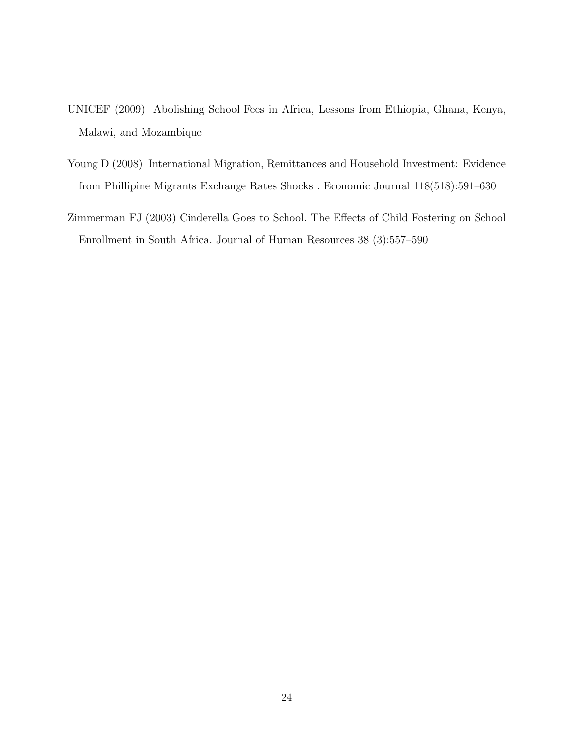UNICEF (2009) Abolishing School Fees in Africa, Lessons from Ethiopia, Ghana, Kenya, Malawi, and Mozambique

Young D (2008) International Migration, Remittances and Household Investment: Evidence from Phillipine Migrants Exchange Rates Shocks . Economic Journal 118(518):591–630

Zimmerman FJ (2003) Cinderella Goes to School. The Effects of Child Fostering on School Enrollment in South Africa. Journal of Human Resources 38 (3):557–590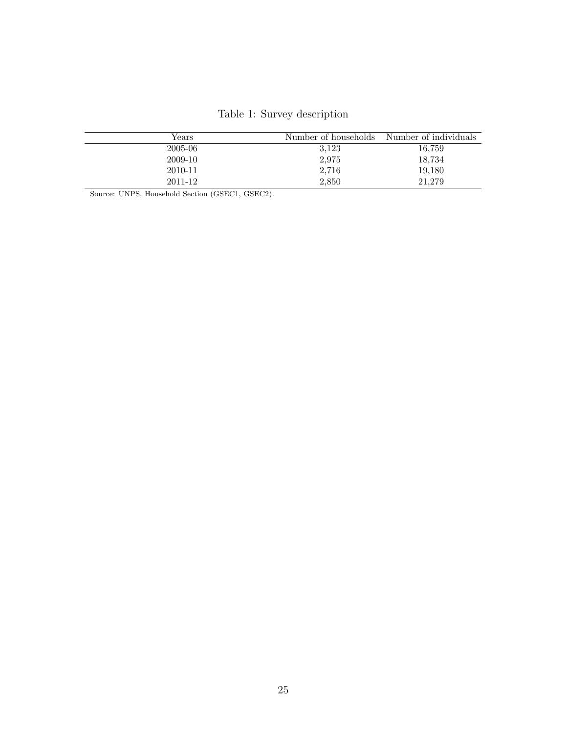Table 1: Survey description

| Years | Number of households | Number of individuals |
|---|---|---|
| 2005-06 | 3,123 | 16,759 |
| 2009-10 | 2,975 | 18,734 |
| 2010-11 | 2,716 | 19,180 |
| 2011-12 | 2,850 | 21,279 |

Source: UNPS, Household Section (GSEC1, GSEC2).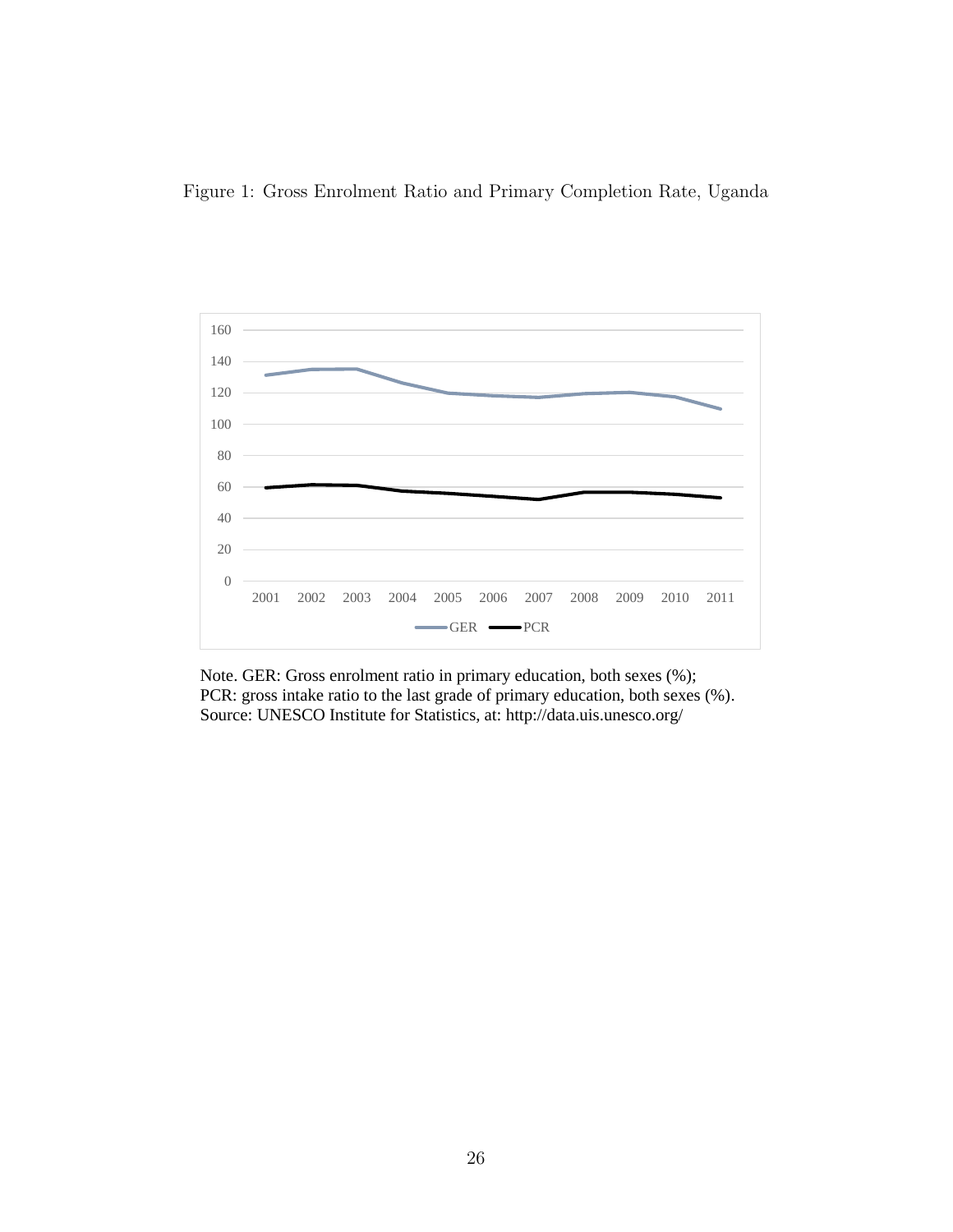Figure 1: Gross Enrolment Ratio and Primary Completion Rate, Uganda

Note. GER: Gross enrolment ratio in primary education, both sexes (%);
PCR: gross intake ratio to the last grade of primary education, both sexes (%).
Source: UNESCO Institute for Statistics, at: http://data.uis.unesco.org/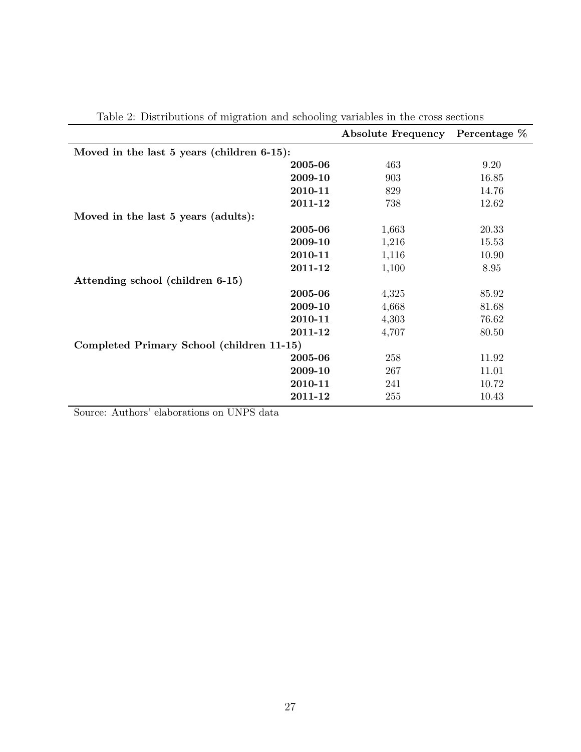Table 2: Distributions of migration and schooling variables in the cross sections

| | | Absolute Frequency | Percentage % |
|---|---|---|---|
| **Moved in the last 5 years (children 6-15):** | | | |
| | **2005-06** | 463 | 9.20 |
| | **2009-10** | 903 | 16.85 |
| | **2010-11** | 829 | 14.76 |
| | **2011-12** | 738 | 12.62 |
| **Moved in the last 5 years (adults):** | | | |
| | **2005-06** | 1,663 | 20.33 |
| | **2009-10** | 1,216 | 15.53 |
| | **2010-11** | 1,116 | 10.90 |
| | **2011-12** | 1,100 | 8.95 |
| **Attending school (children 6-15)** | | | |
| | **2005-06** | 4,325 | 85.92 |
| | **2009-10** | 4,668 | 81.68 |
| | **2010-11** | 4,303 | 76.62 |
| | **2011-12** | 4,707 | 80.50 |
| **Completed Primary School (children 11-15)** | | | |
| | **2005-06** | 258 | 11.92 |
| | **2009-10** | 267 | 11.01 |
| | **2010-11** | 241 | 10.72 |
| | **2011-12** | 255 | 10.43 |

Source: Authors' elaborations on UNPS data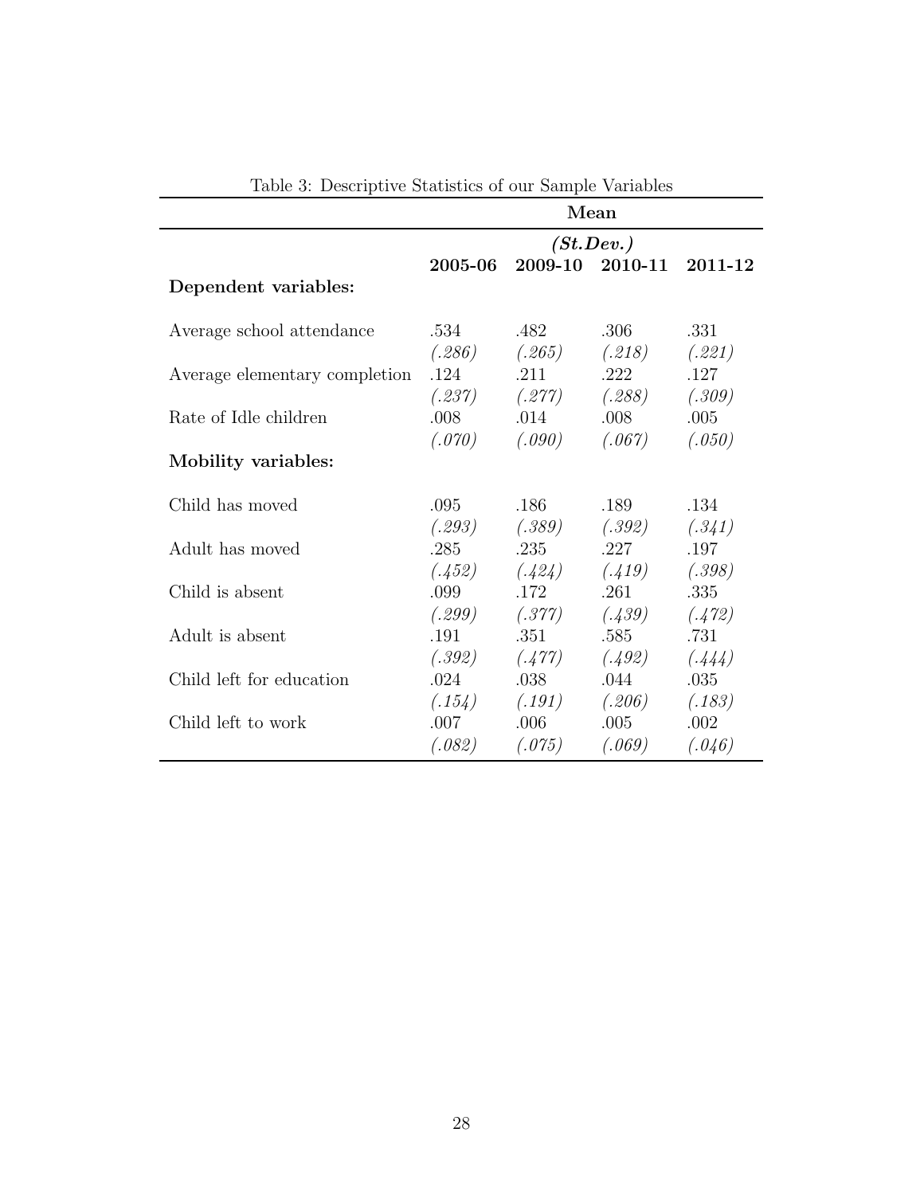Table 3: Descriptive Statistics of our Sample Variables

| | Mean | | | |
|---|---|---|---|---|
| | *(St.Dev.)* | | | |
| | **2005-06** | **2009-10** | **2010-11** | **2011-12** |
| **Dependent variables:** | | | | |
| Average school attendance | .534 | .482 | .306 | .331 |
| | *(.286)* | *(.265)* | *(.218)* | *(.221)* |
| Average elementary completion | .124 | .211 | .222 | .127 |
| | *(.237)* | *(.277)* | *(.288)* | *(.309)* |
| Rate of Idle children | .008 | .014 | .008 | .005 |
| | *(.070)* | *(.090)* | *(.067)* | *(.050)* |
| **Mobility variables:** | | | | |
| Child has moved | .095 | .186 | .189 | .134 |
| | *(.293)* | *(.389)* | *(.392)* | *(.341)* |
| Adult has moved | .285 | .235 | .227 | .197 |
| | *(.452)* | *(.424)* | *(.419)* | *(.398)* |
| Child is absent | .099 | .172 | .261 | .335 |
| | *(.299)* | *(.377)* | *(.439)* | *(.472)* |
| Adult is absent | .191 | .351 | .585 | .731 |
| | *(.392)* | *(.477)* | *(.492)* | *(.444)* |
| Child left for education | .024 | .038 | .044 | .035 |
| | *(.154)* | *(.191)* | *(.206)* | *(.183)* |
| Child left to work | .007 | .006 | .005 | .002 |
| | *(.082)* | *(.075)* | *(.069)* | *(.046)* |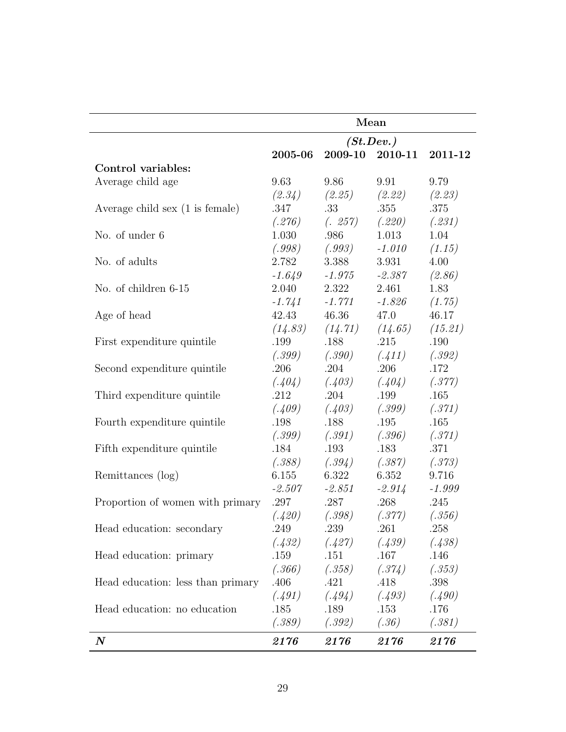| | Mean | | | |
|---|---|---|---|---|
| | *(St.Dev.)* | | | |
| | **2005-06** | **2009-10** | **2010-11** | **2011-12** |
| **Control variables:** | | | | |
| Average child age | 9.63 | 9.86 | 9.91 | 9.79 |
| | *(2.34)* | *(2.25)* | *(2.22)* | *(2.23)* |
| Average child sex (1 is female) | .347 | .33 | .355 | .375 |
| | *(.276)* | *(. 257)* | *(.220)* | *(.231)* |
| No. of under 6 | 1.030 | .986 | 1.013 | 1.04 |
| | *(.998)* | *(.993)* | *-1.010* | *(1.15)* |
| No. of adults | 2.782 | 3.388 | 3.931 | 4.00 |
| | *-1.649* | *-1.975* | *-2.387* | *(2.86)* |
| No. of children 6-15 | 2.040 | 2.322 | 2.461 | 1.83 |
| | *-1.741* | *-1.771* | *-1.826* | *(1.75)* |
| Age of head | 42.43 | 46.36 | 47.0 | 46.17 |
| | *(14.83)* | *(14.71)* | *(14.65)* | *(15.21)* |
| First expenditure quintile | .199 | .188 | .215 | .190 |
| | *(.399)* | *(.390)* | *(.411)* | *(.392)* |
| Second expenditure quintile | .206 | .204 | .206 | .172 |
| | *(.404)* | *(.403)* | *(.404)* | *(.377)* |
| Third expenditure quintile | .212 | .204 | .199 | .165 |
| | *(.409)* | *(.403)* | *(.399)* | *(.371)* |
| Fourth expenditure quintile | .198 | .188 | .195 | .165 |
| | *(.399)* | *(.391)* | *(.396)* | *(.371)* |
| Fifth expenditure quintile | .184 | .193 | .183 | .371 |
| | *(.388)* | *(.394)* | *(.387)* | *(.373)* |
| Remittances (log) | 6.155 | 6.322 | 6.352 | 9.716 |
| | *-2.507* | *-2.851* | *-2.914* | *-1.999* |
| Proportion of women with primary | .297 | .287 | .268 | .245 |
| | *(.420)* | *(.398)* | *(.377)* | *(.356)* |
| Head education: secondary | .249 | .239 | .261 | .258 |
| | *(.432)* | *(.427)* | *(.439)* | *(.438)* |
| Head education: primary | .159 | .151 | .167 | .146 |
| | *(.366)* | *(.358)* | *(.374)* | *(.353)* |
| Head education: less than primary | .406 | .421 | .418 | .398 |
| | *(.491)* | *(.494)* | *(.493)* | *(.490)* |
| Head education: no education | .185 | .189 | .153 | .176 |
| | *(.389)* | *(.392)* | *(.36)* | *(.381)* |
| ***N*** | ***2176*** | ***2176*** | ***2176*** | ***2176*** |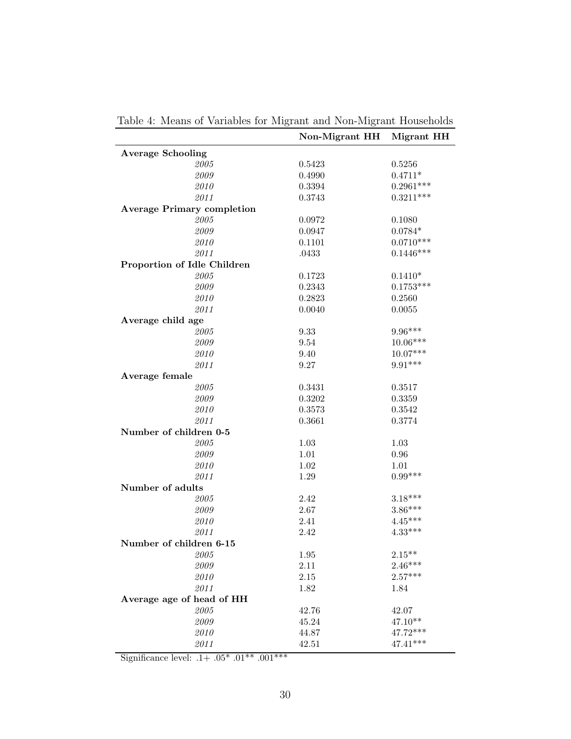Table 4: Means of Variables for Migrant and Non-Migrant Households

| | **Non-Migrant HH** | **Migrant HH** |
|---|---|---|
| **Average Schooling** | | |
| *2005* | 0.5423 | 0.5256 |
| *2009* | 0.4990 | 0.4711* |
| *2010* | 0.3394 | 0.2961*** |
| *2011* | 0.3743 | 0.3211*** |
| **Average Primary completion** | | |
| *2005* | 0.0972 | 0.1080 |
| *2009* | 0.0947 | 0.0784* |
| *2010* | 0.1101 | 0.0710*** |
| *2011* | .0433 | 0.1446*** |
| **Proportion of Idle Children** | | |
| *2005* | 0.1723 | 0.1410* |
| *2009* | 0.2343 | 0.1753*** |
| *2010* | 0.2823 | 0.2560 |
| *2011* | 0.0040 | 0.0055 |
| **Average child age** | | |
| *2005* | 9.33 | 9.96*** |
| *2009* | 9.54 | 10.06*** |
| *2010* | 9.40 | 10.07*** |
| *2011* | 9.27 | 9.91*** |
| **Average female** | | |
| *2005* | 0.3431 | 0.3517 |
| *2009* | 0.3202 | 0.3359 |
| *2010* | 0.3573 | 0.3542 |
| *2011* | 0.3661 | 0.3774 |
| **Number of children 0-5** | | |
| *2005* | 1.03 | 1.03 |
| *2009* | 1.01 | 0.96 |
| *2010* | 1.02 | 1.01 |
| *2011* | 1.29 | 0.99*** |
| **Number of adults** | | |
| *2005* | 2.42 | 3.18*** |
| *2009* | 2.67 | 3.86*** |
| *2010* | 2.41 | 4.45*** |
| *2011* | 2.42 | 4.33*** |
| **Number of children 6-15** | | |
| *2005* | 1.95 | 2.15** |
| *2009* | 2.11 | 2.46*** |
| *2010* | 2.15 | 2.57*** |
| *2011* | 1.82 | 1.84 |
| **Average age of head of HH** | | |
| *2005* | 42.76 | 42.07 |
| *2009* | 45.24 | 47.10** |
| *2010* | 44.87 | 47.72*** |
| *2011* | 42.51 | 47.41*** |

Significance level: .1+ .05* .01** .001***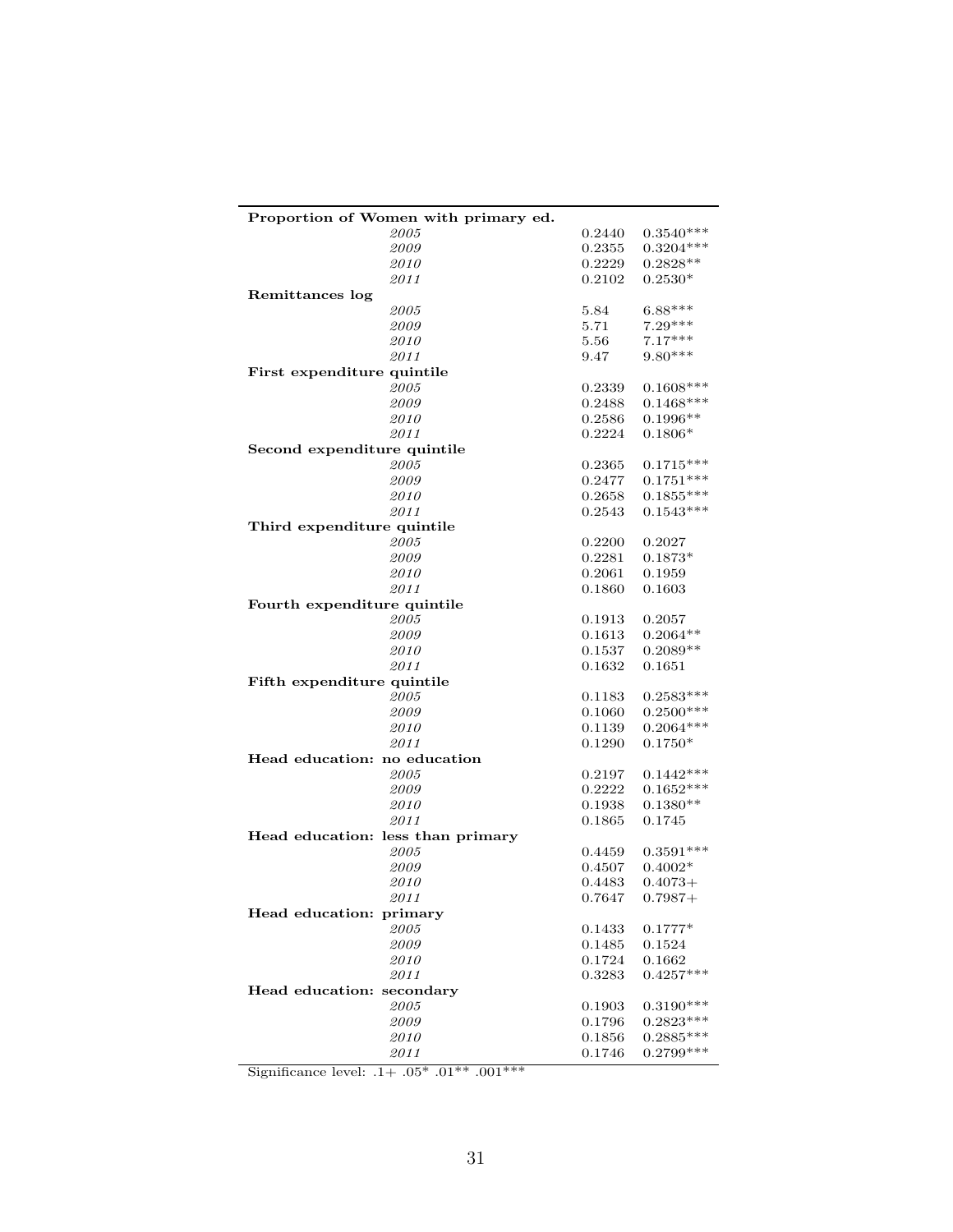| | | |
|---|---|---|
| **Proportion of Women with primary ed.** | | |
| *2005* | 0.2440 | 0.3540*** |
| *2009* | 0.2355 | 0.3204*** |
| *2010* | 0.2229 | 0.2828** |
| *2011* | 0.2102 | 0.2530* |
| **Remittances log** | | |
| *2005* | 5.84 | 6.88*** |
| *2009* | 5.71 | 7.29*** |
| *2010* | 5.56 | 7.17*** |
| *2011* | 9.47 | 9.80*** |
| **First expenditure quintile** | | |
| *2005* | 0.2339 | 0.1608*** |
| *2009* | 0.2488 | 0.1468*** |
| *2010* | 0.2586 | 0.1996** |
| *2011* | 0.2224 | 0.1806* |
| **Second expenditure quintile** | | |
| *2005* | 0.2365 | 0.1715*** |
| *2009* | 0.2477 | 0.1751*** |
| *2010* | 0.2658 | 0.1855*** |
| *2011* | 0.2543 | 0.1543*** |
| **Third expenditure quintile** | | |
| *2005* | 0.2200 | 0.2027 |
| *2009* | 0.2281 | 0.1873* |
| *2010* | 0.2061 | 0.1959 |
| *2011* | 0.1860 | 0.1603 |
| **Fourth expenditure quintile** | | |
| *2005* | 0.1913 | 0.2057 |
| *2009* | 0.1613 | 0.2064** |
| *2010* | 0.1537 | 0.2089** |
| *2011* | 0.1632 | 0.1651 |
| **Fifth expenditure quintile** | | |
| *2005* | 0.1183 | 0.2583*** |
| *2009* | 0.1060 | 0.2500*** |
| *2010* | 0.1139 | 0.2064*** |
| *2011* | 0.1290 | 0.1750* |
| **Head education: no education** | | |
| *2005* | 0.2197 | 0.1442*** |
| *2009* | 0.2222 | 0.1652*** |
| *2010* | 0.1938 | 0.1380** |
| *2011* | 0.1865 | 0.1745 |
| **Head education: less than primary** | | |
| *2005* | 0.4459 | 0.3591*** |
| *2009* | 0.4507 | 0.4002* |
| *2010* | 0.4483 | 0.4073+ |
| *2011* | 0.7647 | 0.7987+ |
| **Head education: primary** | | |
| *2005* | 0.1433 | 0.1777* |
| *2009* | 0.1485 | 0.1524 |
| *2010* | 0.1724 | 0.1662 |
| *2011* | 0.3283 | 0.4257*** |
| **Head education: secondary** | | |
| *2005* | 0.1903 | 0.3190*** |
| *2009* | 0.1796 | 0.2823*** |
| *2010* | 0.1856 | 0.2885*** |
| *2011* | 0.1746 | 0.2799*** |

Significance level: .1+ .05* .01** .001***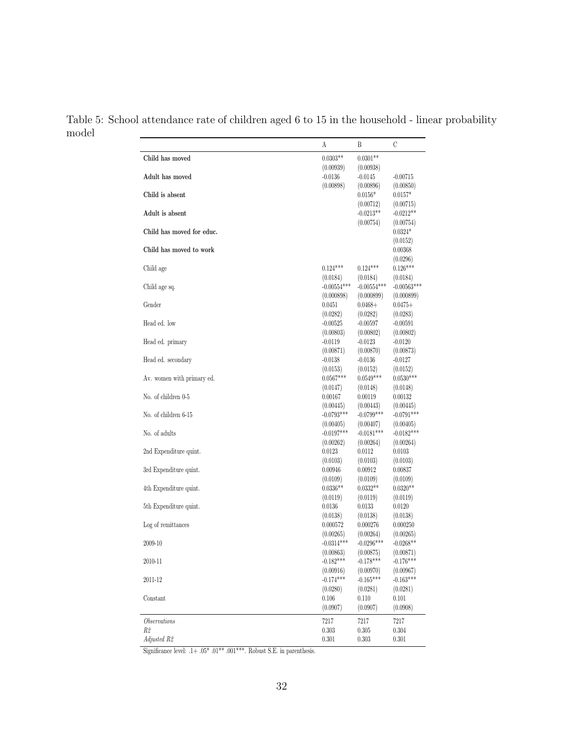Table 5: School attendance rate of children aged 6 to 15 in the household - linear probability model

| | A | B | C |
|---|---|---|---|
| **Child has moved** | 0.0303** | 0.0301** | |
| | (0.00939) | (0.00938) | |
| **Adult has moved** | -0.0136 | -0.0145 | -0.00715 |
| | (0.00898) | (0.00896) | (0.00850) |
| **Child is absent** | | 0.0156* | 0.0157* |
| | | (0.00712) | (0.00715) |
| **Adult is absent** | | -0.0213** | -0.0212** |
| | | (0.00754) | (0.00754) |
| **Child has moved for educ.** | | | 0.0324* |
| | | | (0.0152) |
| **Child has moved to work** | | | 0.00368 |
| | | | (0.0296) |
| Child age | 0.124*** | 0.124*** | 0.126*** |
| | (0.0184) | (0.0184) | (0.0184) |
| Child age sq. | -0.00554*** | -0.00554*** | -0.00563*** |
| | (0.000898) | (0.000899) | (0.000899) |
| Gender | 0.0451 | 0.0468+ | 0.0475+ |
| | (0.0282) | (0.0282) | (0.0283) |
| Head ed. low | -0.00525 | -0.00597 | -0.00591 |
| | (0.00803) | (0.00802) | (0.00802) |
| Head ed. primary | -0.0119 | -0.0123 | -0.0120 |
| | (0.00871) | (0.00870) | (0.00873) |
| Head ed. secondary | -0.0138 | -0.0136 | -0.0127 |
| | (0.0153) | (0.0152) | (0.0152) |
| Av. women with primary ed. | 0.0567*** | 0.0549*** | 0.0530*** |
| | (0.0147) | (0.0148) | (0.0148) |
| No. of children 0-5 | 0.00167 | 0.00119 | 0.00132 |
| | (0.00445) | (0.00443) | (0.00445) |
| No. of children 6-15 | -0.0793*** | -0.0799*** | -0.0791*** |
| | (0.00405) | (0.00407) | (0.00405) |
| No. of adults | -0.0197*** | -0.0181*** | -0.0182*** |
| | (0.00262) | (0.00264) | (0.00264) |
| 2nd Expenditure quint. | 0.0123 | 0.0112 | 0.0103 |
| | (0.0103) | (0.0103) | (0.0103) |
| 3rd Expenditure quint. | 0.00946 | 0.00912 | 0.00837 |
| | (0.0109) | (0.0109) | (0.0109) |
| 4th Expenditure quint. | 0.0336** | 0.0332** | 0.0320** |
| | (0.0119) | (0.0119) | (0.0119) |
| 5th Expenditure quint. | 0.0136 | 0.0133 | 0.0120 |
| | (0.0138) | (0.0138) | (0.0138) |
| Log of remittances | 0.000572 | 0.000276 | 0.000250 |
| | (0.00265) | (0.00264) | (0.00265) |
| 2009-10 | -0.0314*** | -0.0296*** | -0.0268** |
| | (0.00863) | (0.00875) | (0.00871) |
| 2010-11 | -0.182*** | -0.178*** | -0.176*** |
| | (0.00916) | (0.00970) | (0.00967) |
| 2011-12 | -0.174*** | -0.165*** | -0.163*** |
| | (0.0280) | (0.0281) | (0.0281) |
| Constant | 0.106 | 0.110 | 0.101 |
| | (0.0907) | (0.0907) | (0.0908) |
| *Observations* | 7217 | 7217 | 7217 |
| *R2* | 0.303 | 0.305 | 0.304 |
| *Adjusted R2* | 0.301 | 0.303 | 0.301 |

Significance level: .1+ .05* .01** .001***. Robust S.E. in parenthesis.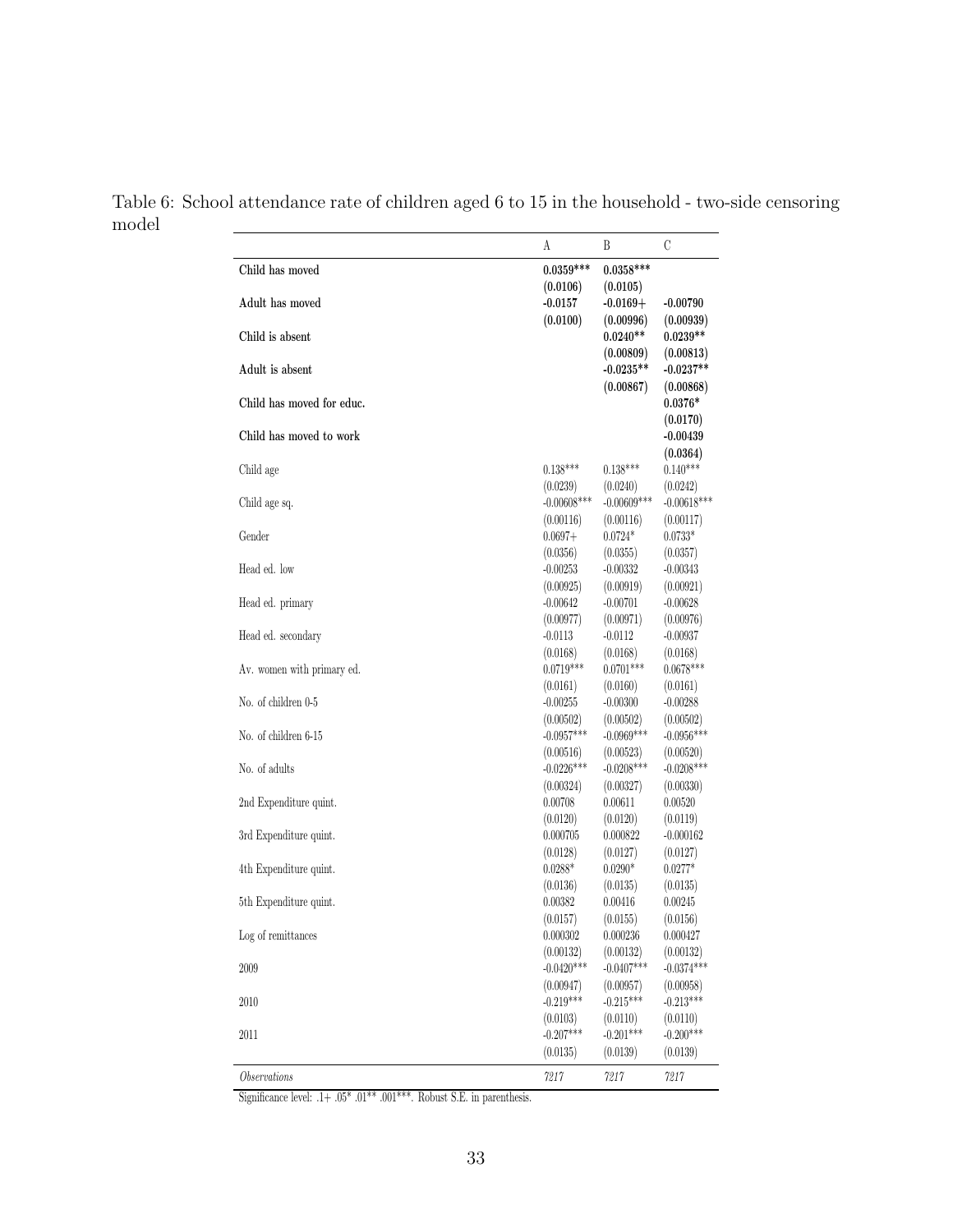Table 6: School attendance rate of children aged 6 to 15 in the household - two-side censoring model

| | A | B | C |
|---|---|---|---|
| **Child has moved** | **0.0359*** ** | **0.0358*** ** | |
| | **(0.0106)** | **(0.0105)** | |
| **Adult has moved** | **-0.0157** | **-0.0169+** | **-0.00790** |
| | **(0.0100)** | **(0.00996)** | **(0.00939)** |
| **Child is absent** | | **0.0240** ** | **0.0239** ** |
| | | **(0.00809)** | **(0.00813)** |
| **Adult is absent** | | **-0.0235** ** | **-0.0237** ** |
| | | **(0.00867)** | **(0.00868)** |
| **Child has moved for educ.** | | | **0.0376*** |
| | | | **(0.0170)** |
| **Child has moved to work** | | | **-0.00439** |
| | | | **(0.0364)** |
| Child age | 0.138*** | 0.138*** | 0.140*** |
| | (0.0239) | (0.0240) | (0.0242) |
| Child age sq. | -0.00608*** | -0.00609*** | -0.00618*** |
| | (0.00116) | (0.00116) | (0.00117) |
| Gender | 0.0697+ | 0.0724* | 0.0733* |
| | (0.0356) | (0.0355) | (0.0357) |
| Head ed. low | -0.00253 | -0.00332 | -0.00343 |
| | (0.00925) | (0.00919) | (0.00921) |
| Head ed. primary | -0.00642 | -0.00701 | -0.00628 |
| | (0.00977) | (0.00971) | (0.00976) |
| Head ed. secondary | -0.0113 | -0.0112 | -0.00937 |
| | (0.0168) | (0.0168) | (0.0168) |
| Av. women with primary ed. | 0.0719*** | 0.0701*** | 0.0678*** |
| | (0.0161) | (0.0160) | (0.0161) |
| No. of children 0-5 | -0.00255 | -0.00300 | -0.00288 |
| | (0.00502) | (0.00502) | (0.00502) |
| No. of children 6-15 | -0.0957*** | -0.0969*** | -0.0956*** |
| | (0.00516) | (0.00523) | (0.00520) |
| No. of adults | -0.0226*** | -0.0208*** | -0.0208*** |
| | (0.00324) | (0.00327) | (0.00330) |
| 2nd Expenditure quint. | 0.00708 | 0.00611 | 0.00520 |
| | (0.0120) | (0.0120) | (0.0119) |
| 3rd Expenditure quint. | 0.000705 | 0.000822 | -0.000162 |
| | (0.0128) | (0.0127) | (0.0127) |
| 4th Expenditure quint. | 0.0288* | 0.0290* | 0.0277* |
| | (0.0136) | (0.0135) | (0.0135) |
| 5th Expenditure quint. | 0.00382 | 0.00416 | 0.00245 |
| | (0.0157) | (0.0155) | (0.0156) |
| Log of remittances | 0.000302 | 0.000236 | 0.000427 |
| | (0.00132) | (0.00132) | (0.00132) |
| 2009 | -0.0420*** | -0.0407*** | -0.0374*** |
| | (0.00947) | (0.00957) | (0.00958) |
| 2010 | -0.219*** | -0.215*** | -0.213*** |
| | (0.0103) | (0.0110) | (0.0110) |
| 2011 | -0.207*** | -0.201*** | -0.200*** |
| | (0.0135) | (0.0139) | (0.0139) |
| *Observations* | *7217* | *7217* | *7217* |

Significance level: .1+ .05* .01** .001***. Robust S.E. in parenthesis.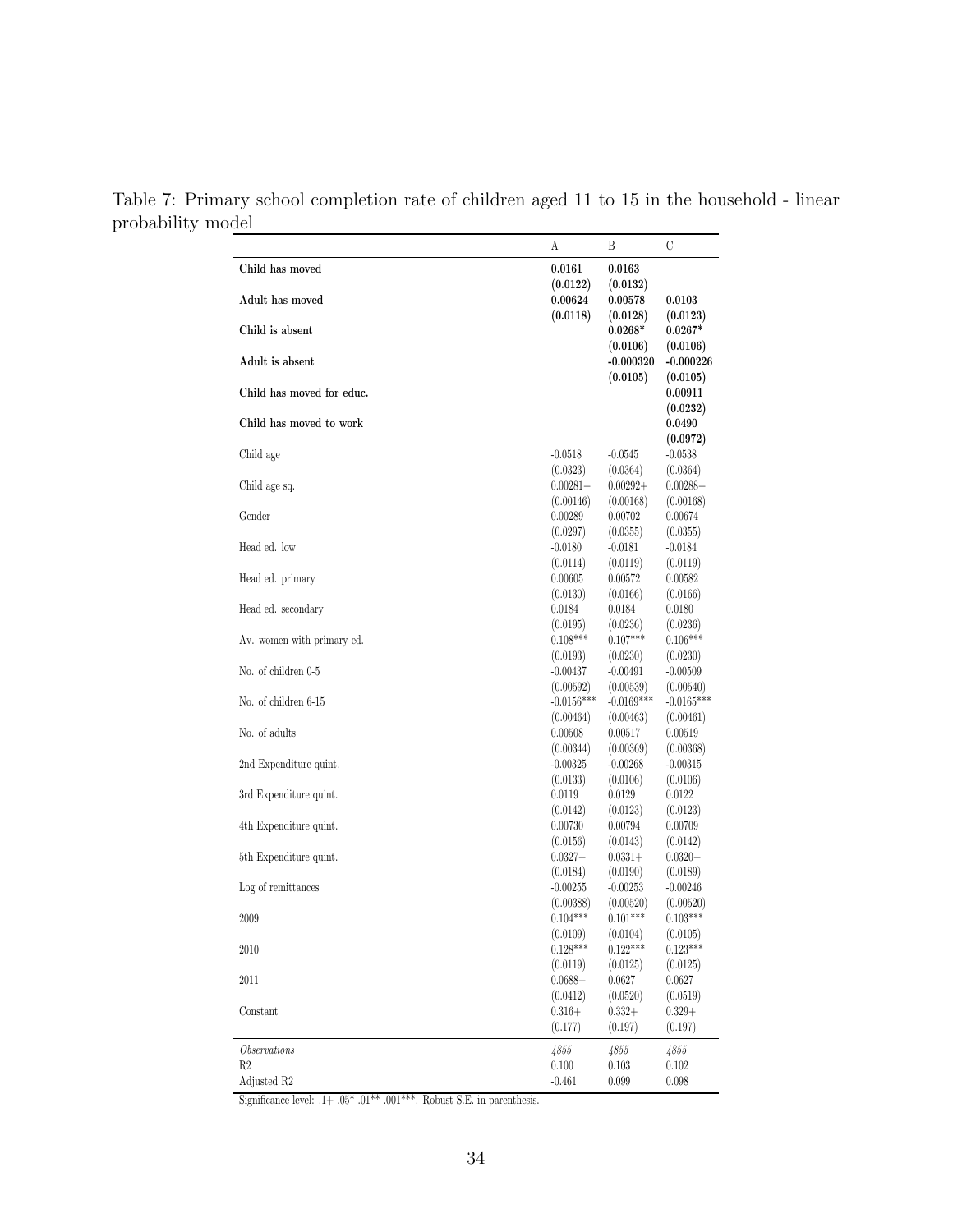Table 7: Primary school completion rate of children aged 11 to 15 in the household - linear probability model

| | A | B | C |
|---|---|---|---|
| **Child has moved** | **0.0161** | **0.0163** | |
| | **(0.0122)** | **(0.0132)** | |
| **Adult has moved** | **0.00624** | **0.00578** | **0.0103** |
| | **(0.0118)** | **(0.0128)** | **(0.0123)** |
| **Child is absent** | | **0.0268*** | **0.0267*** |
| | | **(0.0106)** | **(0.0106)** |
| **Adult is absent** | | **-0.000320** | **-0.000226** |
| | | **(0.0105)** | **(0.0105)** |
| **Child has moved for educ.** | | | **0.00911** |
| | | | **(0.0232)** |
| **Child has moved to work** | | | **0.0490** |
| | | | **(0.0972)** |
| Child age | -0.0518 | -0.0545 | -0.0538 |
| | (0.0323) | (0.0364) | (0.0364) |
| Child age sq. | 0.00281+ | 0.00292+ | 0.00288+ |
| | (0.00146) | (0.00168) | (0.00168) |
| Gender | 0.00289 | 0.00702 | 0.00674 |
| | (0.0297) | (0.0355) | (0.0355) |
| Head ed. low | -0.0180 | -0.0181 | -0.0184 |
| | (0.0114) | (0.0119) | (0.0119) |
| Head ed. primary | 0.00605 | 0.00572 | 0.00582 |
| | (0.0130) | (0.0166) | (0.0166) |
| Head ed. secondary | 0.0184 | 0.0184 | 0.0180 |
| | (0.0195) | (0.0236) | (0.0236) |
| Av. women with primary ed. | 0.108*** | 0.107*** | 0.106*** |
| | (0.0193) | (0.0230) | (0.0230) |
| No. of children 0-5 | -0.00437 | -0.00491 | -0.00509 |
| | (0.00592) | (0.00539) | (0.00540) |
| No. of children 6-15 | -0.0156*** | -0.0169*** | -0.0165*** |
| | (0.00464) | (0.00463) | (0.00461) |
| No. of adults | 0.00508 | 0.00517 | 0.00519 |
| | (0.00344) | (0.00369) | (0.00368) |
| 2nd Expenditure quint. | -0.00325 | -0.00268 | -0.00315 |
| | (0.0133) | (0.0106) | (0.0106) |
| 3rd Expenditure quint. | 0.0119 | 0.0129 | 0.0122 |
| | (0.0142) | (0.0123) | (0.0123) |
| 4th Expenditure quint. | 0.00730 | 0.00794 | 0.00709 |
| | (0.0156) | (0.0143) | (0.0142) |
| 5th Expenditure quint. | 0.0327+ | 0.0331+ | 0.0320+ |
| | (0.0184) | (0.0190) | (0.0189) |
| Log of remittances | -0.00255 | -0.00253 | -0.00246 |
| | (0.00388) | (0.00520) | (0.00520) |
| 2009 | 0.104*** | 0.101*** | 0.103*** |
| | (0.0109) | (0.0104) | (0.0105) |
| 2010 | 0.128*** | 0.122*** | 0.123*** |
| | (0.0119) | (0.0125) | (0.0125) |
| 2011 | 0.0688+ | 0.0627 | 0.0627 |
| | (0.0412) | (0.0520) | (0.0519) |
| Constant | 0.316+ | 0.332+ | 0.329+ |
| | (0.177) | (0.197) | (0.197) |
| *Observations* | *4855* | *4855* | *4855* |
| R2 | 0.100 | 0.103 | 0.102 |
| Adjusted R2 | -0.461 | 0.099 | 0.098 |

Significance level: .1+ .05* .01** .001***. Robust S.E. in parenthesis.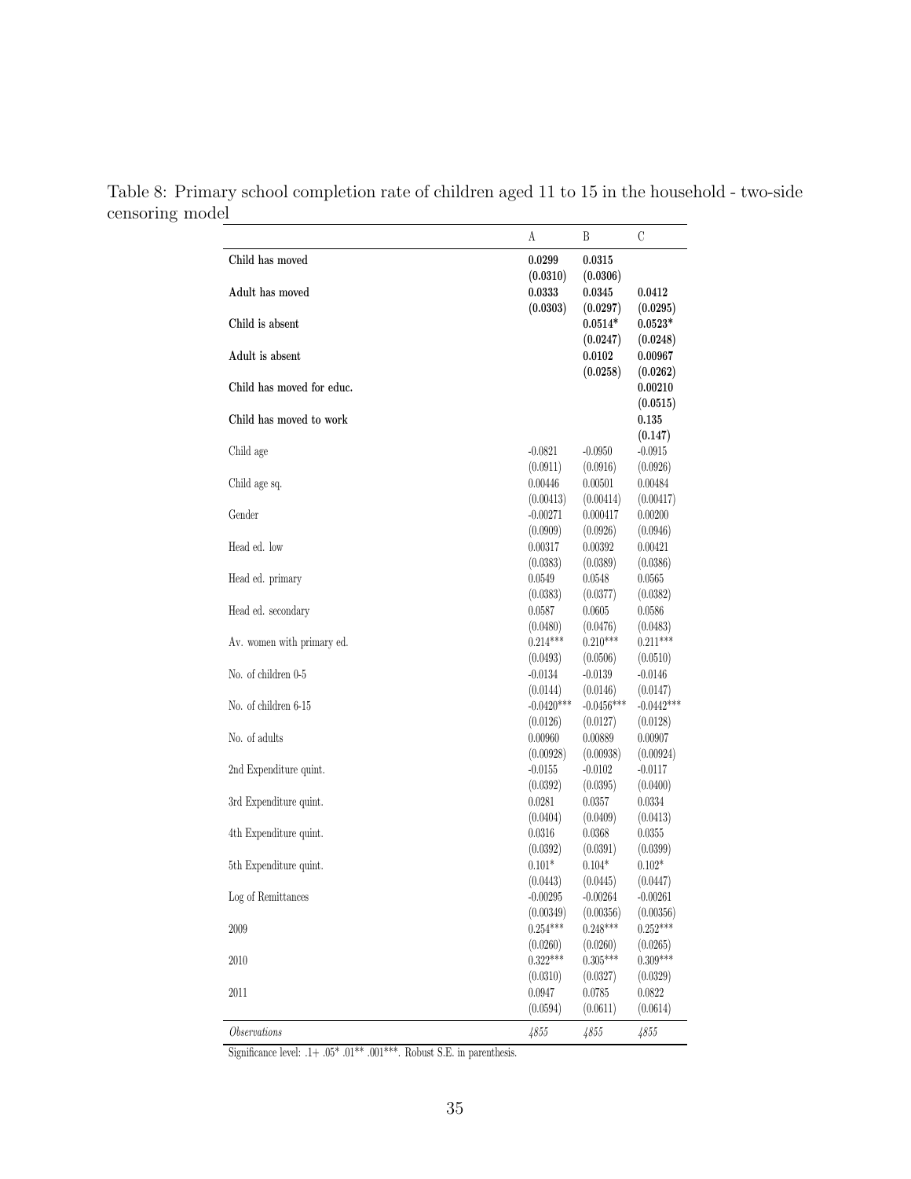Table 8: Primary school completion rate of children aged 11 to 15 in the household - two-side censoring model

| | A | B | C |
|---|---|---|---|
| **Child has moved** | **0.0299** | **0.0315** | |
| | **(0.0310)** | **(0.0306)** | |
| **Adult has moved** | **0.0333** | **0.0345** | **0.0412** |
| | **(0.0303)** | **(0.0297)** | **(0.0295)** |
| **Child is absent** | | **0.0514*** | **0.0523*** |
| | | **(0.0247)** | **(0.0248)** |
| **Adult is absent** | | **0.0102** | **0.00967** |
| | | **(0.0258)** | **(0.0262)** |
| **Child has moved for educ.** | | | **0.00210** |
| | | | **(0.0515)** |
| **Child has moved to work** | | | **0.135** |
| | | | **(0.147)** |
| Child age | -0.0821 | -0.0950 | -0.0915 |
| | (0.0911) | (0.0916) | (0.0926) |
| Child age sq. | 0.00446 | 0.00501 | 0.00484 |
| | (0.00413) | (0.00414) | (0.00417) |
| Gender | -0.00271 | 0.000417 | 0.00200 |
| | (0.0909) | (0.0926) | (0.0946) |
| Head ed. low | 0.00317 | 0.00392 | 0.00421 |
| | (0.0383) | (0.0389) | (0.0386) |
| Head ed. primary | 0.0549 | 0.0548 | 0.0565 |
| | (0.0383) | (0.0377) | (0.0382) |
| Head ed. secondary | 0.0587 | 0.0605 | 0.0586 |
| | (0.0480) | (0.0476) | (0.0483) |
| Av. women with primary ed. | 0.214*** | 0.210*** | 0.211*** |
| | (0.0493) | (0.0506) | (0.0510) |
| No. of children 0-5 | -0.0134 | -0.0139 | -0.0146 |
| | (0.0144) | (0.0146) | (0.0147) |
| No. of children 6-15 | -0.0420*** | -0.0456*** | -0.0442*** |
| | (0.0126) | (0.0127) | (0.0128) |
| No. of adults | 0.00960 | 0.00889 | 0.00907 |
| | (0.00928) | (0.00938) | (0.00924) |
| 2nd Expenditure quint. | -0.0155 | -0.0102 | -0.0117 |
| | (0.0392) | (0.0395) | (0.0400) |
| 3rd Expenditure quint. | 0.0281 | 0.0357 | 0.0334 |
| | (0.0404) | (0.0409) | (0.0413) |
| 4th Expenditure quint. | 0.0316 | 0.0368 | 0.0355 |
| | (0.0392) | (0.0391) | (0.0399) |
| 5th Expenditure quint. | 0.101* | 0.104* | 0.102* |
| | (0.0443) | (0.0445) | (0.0447) |
| Log of Remittances | -0.00295 | -0.00264 | -0.00261 |
| | (0.00349) | (0.00356) | (0.00356) |
| 2009 | 0.254*** | 0.248*** | 0.252*** |
| | (0.0260) | (0.0260) | (0.0265) |
| 2010 | 0.322*** | 0.305*** | 0.309*** |
| | (0.0310) | (0.0327) | (0.0329) |
| 2011 | 0.0947 | 0.0785 | 0.0822 |
| | (0.0594) | (0.0611) | (0.0614) |
| *Observations* | *4855* | *4855* | *4855* |

Significance level: .1+ .05* .01** .001***. Robust S.E. in parenthesis.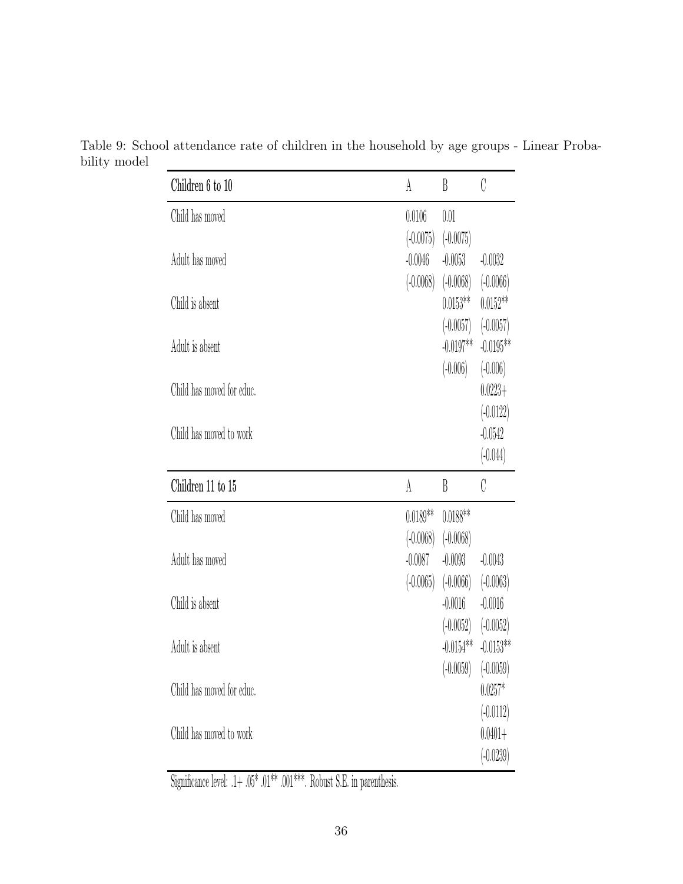Table 9: School attendance rate of children in the household by age groups - Linear Probability model

| **Children 6 to 10** | A | B | C |
|---|---|---|---|
| Child has moved | 0.0106 | 0.01 | |
| | (-0.0075) | (-0.0075) | |
| Adult has moved | -0.0046 | -0.0053 | -0.0032 |
| | (-0.0068) | (-0.0068) | (-0.0066) |
| Child is absent | | 0.0153** | 0.0152** |
| | | (-0.0057) | (-0.0057) |
| Adult is absent | | -0.0197** | -0.0195** |
| | | (-0.006) | (-0.006) |
| Child has moved for educ. | | | 0.0223+ |
| | | | (-0.0122) |
| Child has moved to work | | | -0.0542 |
| | | | (-0.044) |
| **Children 11 to 15** | **A** | **B** | **C** |
| Child has moved | 0.0189** | 0.0188** | |
| | (-0.0068) | (-0.0068) | |
| Adult has moved | -0.0087 | -0.0093 | -0.0043 |
| | (-0.0065) | (-0.0066) | (-0.0063) |
| Child is absent | | -0.0016 | -0.0016 |
| | | (-0.0052) | (-0.0052) |
| Adult is absent | | -0.0154** | -0.0153** |
| | | (-0.0059) | (-0.0059) |
| Child has moved for educ. | | | 0.0257* |
| | | | (-0.0112) |
| Child has moved to work | | | 0.0401+ |
| | | | (-0.0239) |

Significance level: .1+ .05* .01** .001***. Robust S.E. in parenthesis.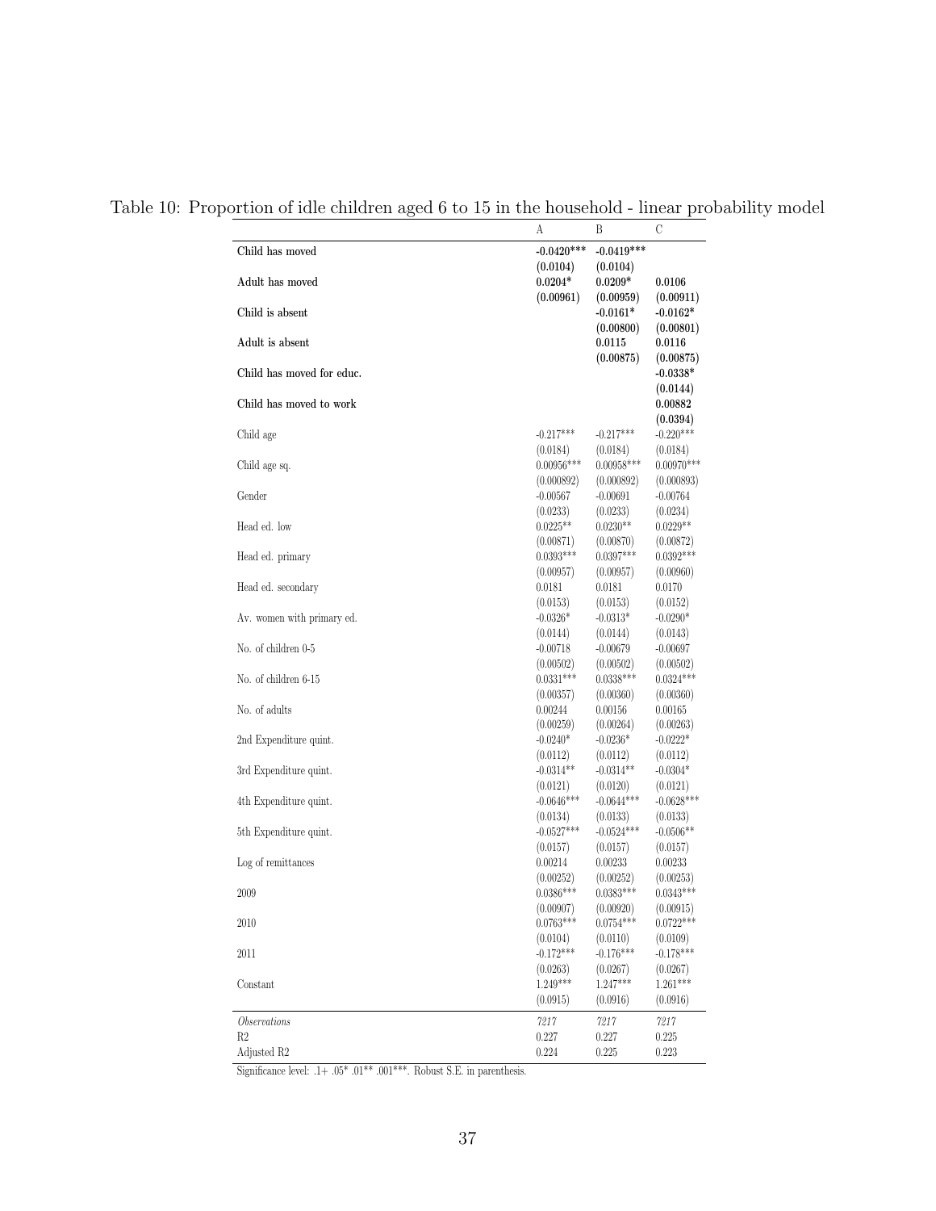Table 10: Proportion of idle children aged 6 to 15 in the household - linear probability model

| | A | B | C |
|---|---|---|---|
| **Child has moved** | **-0.0420***\*** | **-0.0419***\*** | |
| | **(0.0104)** | **(0.0104)** | |
| **Adult has moved** | **0.0204*** | **0.0209*** | **0.0106** |
| | **(0.00961)** | **(0.00959)** | **(0.00911)** |
| **Child is absent** | | **-0.0161*** | **-0.0162*** |
| | | **(0.00800)** | **(0.00801)** |
| **Adult is absent** | | **0.0115** | **0.0116** |
| | | **(0.00875)** | **(0.00875)** |
| **Child has moved for educ.** | | | **-0.0338*** |
| | | | **(0.0144)** |
| **Child has moved to work** | | | **0.00882** |
| | | | **(0.0394)** |
| Child age | -0.217*** | -0.217*** | -0.220*** |
| | (0.0184) | (0.0184) | (0.0184) |
| Child age sq. | 0.00956*** | 0.00958*** | 0.00970*** |
| | (0.000892) | (0.000892) | (0.000893) |
| Gender | -0.00567 | -0.00691 | -0.00764 |
| | (0.0233) | (0.0233) | (0.0234) |
| Head ed. low | 0.0225** | 0.0230** | 0.0229** |
| | (0.00871) | (0.00870) | (0.00872) |
| Head ed. primary | 0.0393*** | 0.0397*** | 0.0392*** |
| | (0.00957) | (0.00957) | (0.00960) |
| Head ed. secondary | 0.0181 | 0.0181 | 0.0170 |
| | (0.0153) | (0.0153) | (0.0152) |
| Av. women with primary ed. | -0.0326* | -0.0313* | -0.0290* |
| | (0.0144) | (0.0144) | (0.0143) |
| No. of children 0-5 | -0.00718 | -0.00679 | -0.00697 |
| | (0.00502) | (0.00502) | (0.00502) |
| No. of children 6-15 | 0.0331*** | 0.0338*** | 0.0324*** |
| | (0.00357) | (0.00360) | (0.00360) |
| No. of adults | 0.00244 | 0.00156 | 0.00165 |
| | (0.00259) | (0.00264) | (0.00263) |
| 2nd Expenditure quint. | -0.0240* | -0.0236* | -0.0222* |
| | (0.0112) | (0.0112) | (0.0112) |
| 3rd Expenditure quint. | -0.0314** | -0.0314** | -0.0304* |
| | (0.0121) | (0.0120) | (0.0121) |
| 4th Expenditure quint. | -0.0646*** | -0.0644*** | -0.0628*** |
| | (0.0134) | (0.0133) | (0.0133) |
| 5th Expenditure quint. | -0.0527*** | -0.0524*** | -0.0506** |
| | (0.0157) | (0.0157) | (0.0157) |
| Log of remittances | 0.00214 | 0.00233 | 0.00233 |
| | (0.00252) | (0.00252) | (0.00253) |
| 2009 | 0.0386*** | 0.0383*** | 0.0343*** |
| | (0.00907) | (0.00920) | (0.00915) |
| 2010 | 0.0763*** | 0.0754*** | 0.0722*** |
| | (0.0104) | (0.0110) | (0.0109) |
| 2011 | -0.172*** | -0.176*** | -0.178*** |
| | (0.0263) | (0.0267) | (0.0267) |
| Constant | 1.249*** | 1.247*** | 1.261*** |
| | (0.0915) | (0.0916) | (0.0916) |
| *Observations* | 7217 | 7217 | 7217 |
| R2 | 0.227 | 0.227 | 0.225 |
| Adjusted R2 | 0.224 | 0.225 | 0.223 |

Significance level: .1+ .05* .01** .001***. Robust S.E. in parenthesis.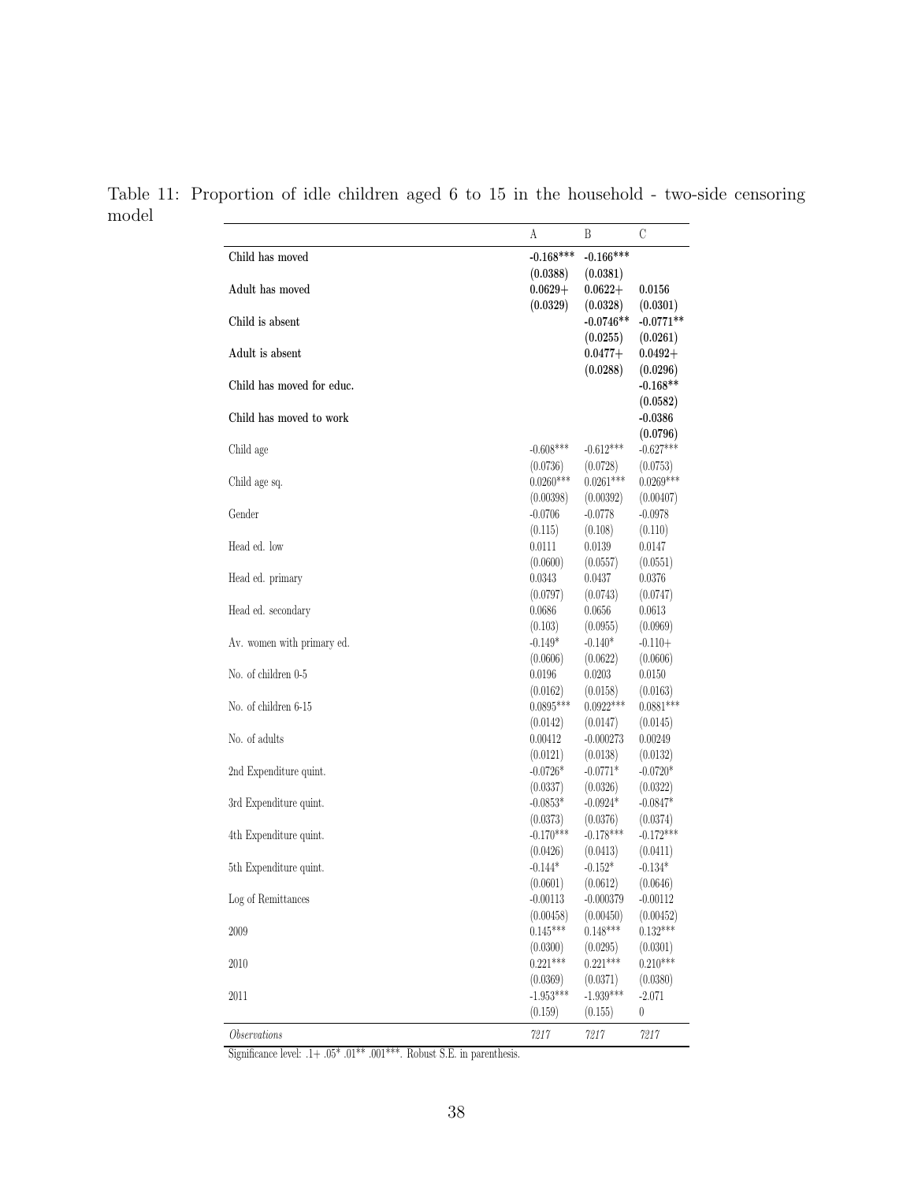Table 11: Proportion of idle children aged 6 to 15 in the household - two-side censoring model

| | A | B | C |
|---|---|---|---|
| Child has moved | -0.168*** | -0.166*** | |
| | (0.0388) | (0.0381) | |
| Adult has moved | 0.0629+ | 0.0622+ | 0.0156 |
| | (0.0329) | (0.0328) | (0.0301) |
| Child is absent | | -0.0746** | -0.0771** |
| | | (0.0255) | (0.0261) |
| Adult is absent | | 0.0477+ | 0.0492+ |
| | | (0.0288) | (0.0296) |
| Child has moved for educ. | | | -0.168** |
| | | | (0.0582) |
| Child has moved to work | | | -0.0386 |
| | | | (0.0796) |
| Child age | -0.608*** | -0.612*** | -0.627*** |
| | (0.0736) | (0.0728) | (0.0753) |
| Child age sq. | 0.0260*** | 0.0261*** | 0.0269*** |
| | (0.00398) | (0.00392) | (0.00407) |
| Gender | -0.0706 | -0.0778 | -0.0978 |
| | (0.115) | (0.108) | (0.110) |
| Head ed. low | 0.0111 | 0.0139 | 0.0147 |
| | (0.0600) | (0.0557) | (0.0551) |
| Head ed. primary | 0.0343 | 0.0437 | 0.0376 |
| | (0.0797) | (0.0743) | (0.0747) |
| Head ed. secondary | 0.0686 | 0.0656 | 0.0613 |
| | (0.103) | (0.0955) | (0.0969) |
| Av. women with primary ed. | -0.149* | -0.140* | -0.110+ |
| | (0.0606) | (0.0622) | (0.0606) |
| No. of children 0-5 | 0.0196 | 0.0203 | 0.0150 |
| | (0.0162) | (0.0158) | (0.0163) |
| No. of children 6-15 | 0.0895*** | 0.0922*** | 0.0881*** |
| | (0.0142) | (0.0147) | (0.0145) |
| No. of adults | 0.00412 | -0.000273 | 0.00249 |
| | (0.0121) | (0.0138) | (0.0132) |
| 2nd Expenditure quint. | -0.0726* | -0.0771* | -0.0720* |
| | (0.0337) | (0.0326) | (0.0322) |
| 3rd Expenditure quint. | -0.0853* | -0.0924* | -0.0847* |
| | (0.0373) | (0.0376) | (0.0374) |
| 4th Expenditure quint. | -0.170*** | -0.178*** | -0.172*** |
| | (0.0426) | (0.0413) | (0.0411) |
| 5th Expenditure quint. | -0.144* | -0.152* | -0.134* |
| | (0.0601) | (0.0612) | (0.0646) |
| Log of Remittances | -0.00113 | -0.000379 | -0.00112 |
| | (0.00458) | (0.00450) | (0.00452) |
| 2009 | 0.145*** | 0.148*** | 0.132*** |
| | (0.0300) | (0.0295) | (0.0301) |
| 2010 | 0.221*** | 0.221*** | 0.210*** |
| | (0.0369) | (0.0371) | (0.0380) |
| 2011 | -1.953*** | -1.939*** | -2.071 |
| | (0.159) | (0.155) | 0 |
| *Observations* | *7217* | *7217* | *7217* |

Significance level: .1+ .05* .01** .001***. Robust S.E. in parenthesis.